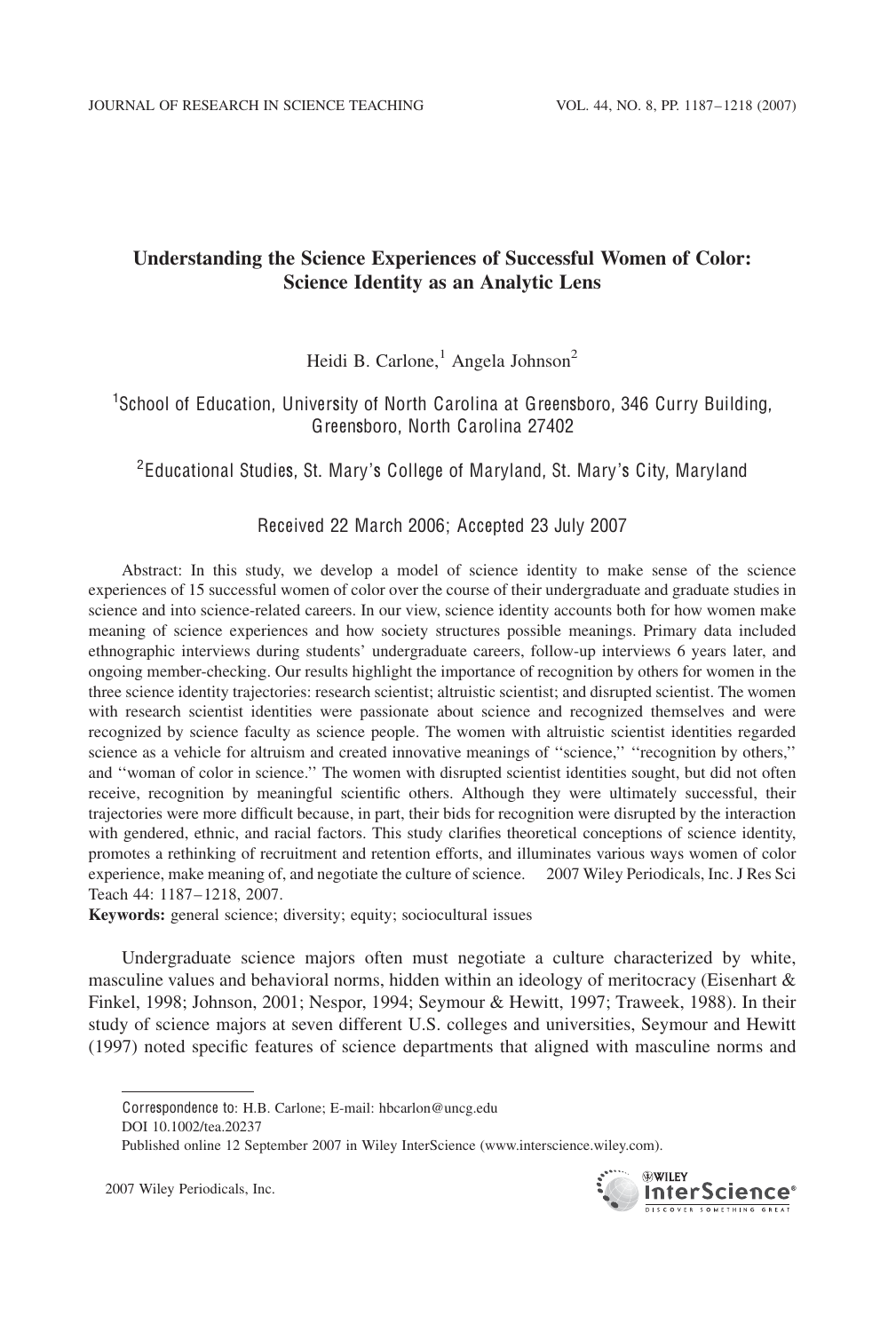# Understanding the Science Experiences of Successful Women of Color: Science Identity as an Analytic Lens

Heidi B. Carlone,[1] Angela Johnson[2]

[1]School of Education, University of North Carolina at Greensboro, 346 Curry Building, Greensboro, North Carolina 27402

[2]Educational Studies, St. Mary's College of Maryland, St. Mary's City, Maryland

Received 22 March 2006; Accepted 23 July 2007

Abstract: In this study, we develop a model of science identity to make sense of the science experiences of 15 successful women of color over the course of their undergraduate and graduate studies in science and into science-related careers. In our view, science identity accounts both for how women make meaning of science experiences and how society structures possible meanings. Primary data included ethnographic interviews during students' undergraduate careers, follow-up interviews 6 years later, and ongoing member-checking. Our results highlight the importance of recognition by others for women in the three science identity trajectories: research scientist; altruistic scientist; and disrupted scientist. The women with research scientist identities were passionate about science and recognized themselves and were recognized by science faculty as science people. The women with altruistic scientist identities regarded science as a vehicle for altruism and created innovative meanings of "science," "recognition by others," and "woman of color in science." The women with disrupted scientist identities sought, but did not often receive, recognition by meaningful scientific others. Although they were ultimately successful, their trajectories were more difficult because, in part, their bids for recognition were disrupted by the interaction with gendered, ethnic, and racial factors. This study clarifies theoretical conceptions of science identity, promotes a rethinking of recruitment and retention efforts, and illuminates various ways women of color experience, make meaning of, and negotiate the culture of science. © 2007 Wiley Periodicals, Inc. J Res Sci Teach 44: 1187–1218, 2007.

**Keywords:** general science; diversity; equity; sociocultural issues

Undergraduate science majors often must negotiate a culture characterized by white, masculine values and behavioral norms, hidden within an ideology of meritocracy (Eisenhart & Finkel, 1998; Johnson, 2001; Nespor, 1994; Seymour & Hewitt, 1997; Traweek, 1988). In their study of science majors at seven different U.S. colleges and universities, Seymour and Hewitt (1997) noted specific features of science departments that aligned with masculine norms and

Correspondence to: H.B. Carlone; E-mail: hbcarlon@uncg.edu
DOI 10.1002/tea.20237
Published online 12 September 2007 in Wiley InterScience (www.interscience.wiley.com).

© 2007 Wiley Periodicals, Inc.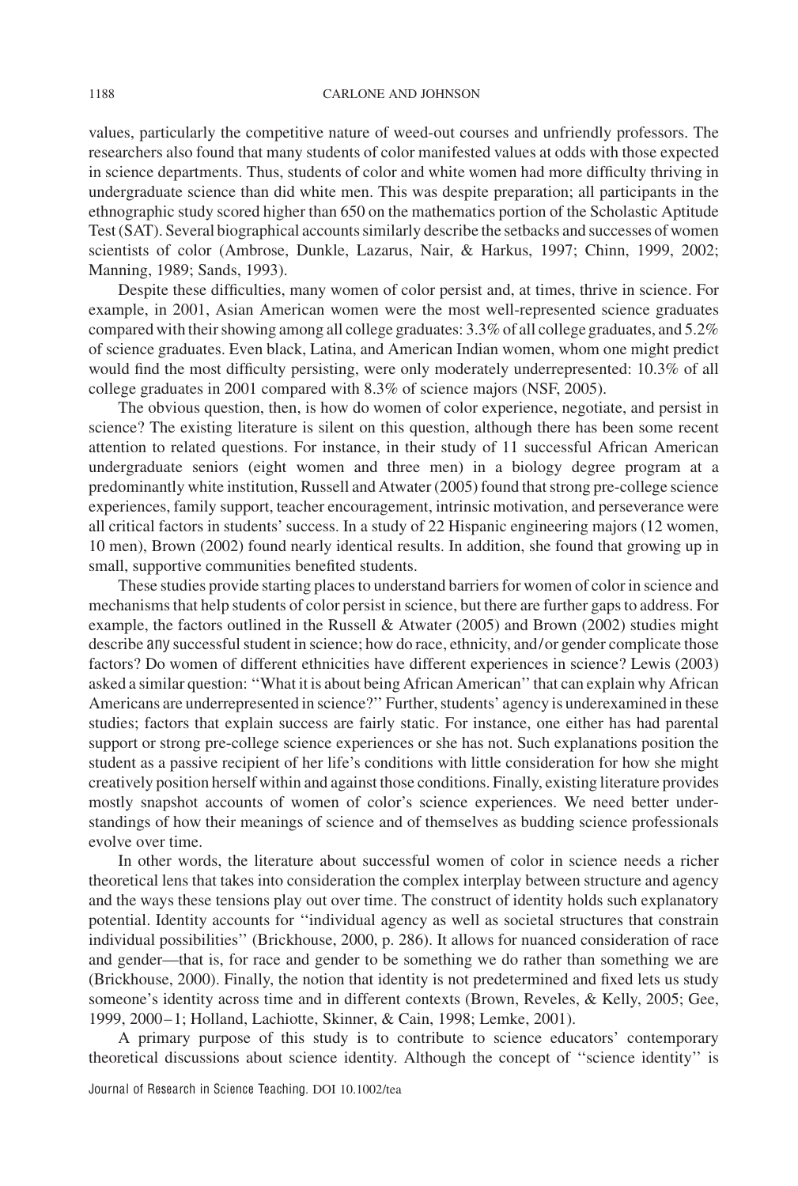values, particularly the competitive nature of weed-out courses and unfriendly professors. The researchers also found that many students of color manifested values at odds with those expected in science departments. Thus, students of color and white women had more difficulty thriving in undergraduate science than did white men. This was despite preparation; all participants in the ethnographic study scored higher than 650 on the mathematics portion of the Scholastic Aptitude Test (SAT). Several biographical accounts similarly describe the setbacks and successes of women scientists of color (Ambrose, Dunkle, Lazarus, Nair, & Harkus, 1997; Chinn, 1999, 2002; Manning, 1989; Sands, 1993).

Despite these difficulties, many women of color persist and, at times, thrive in science. For example, in 2001, Asian American women were the most well-represented science graduates compared with their showing among all college graduates: 3.3% of all college graduates, and 5.2% of science graduates. Even black, Latina, and American Indian women, whom one might predict would find the most difficulty persisting, were only moderately underrepresented: 10.3% of all college graduates in 2001 compared with 8.3% of science majors (NSF, 2005).

The obvious question, then, is how do women of color experience, negotiate, and persist in science? The existing literature is silent on this question, although there has been some recent attention to related questions. For instance, in their study of 11 successful African American undergraduate seniors (eight women and three men) in a biology degree program at a predominantly white institution, Russell and Atwater (2005) found that strong pre-college science experiences, family support, teacher encouragement, intrinsic motivation, and perseverance were all critical factors in students' success. In a study of 22 Hispanic engineering majors (12 women, 10 men), Brown (2002) found nearly identical results. In addition, she found that growing up in small, supportive communities benefited students.

These studies provide starting places to understand barriers for women of color in science and mechanisms that help students of color persist in science, but there are further gaps to address. For example, the factors outlined in the Russell & Atwater (2005) and Brown (2002) studies might describe *any* successful student in science; how do race, ethnicity, and/or gender complicate those factors? Do women of different ethnicities have different experiences in science? Lewis (2003) asked a similar question: ''What it is about being African American'' that can explain why African Americans are underrepresented in science?'' Further, students' agency is underexamined in these studies; factors that explain success are fairly static. For instance, one either has had parental support or strong pre-college science experiences or she has not. Such explanations position the student as a passive recipient of her life's conditions with little consideration for how she might creatively position herself within and against those conditions. Finally, existing literature provides mostly snapshot accounts of women of color's science experiences. We need better understandings of how their meanings of science and of themselves as budding science professionals evolve over time.

In other words, the literature about successful women of color in science needs a richer theoretical lens that takes into consideration the complex interplay between structure and agency and the ways these tensions play out over time. The construct of identity holds such explanatory potential. Identity accounts for ''individual agency as well as societal structures that constrain individual possibilities'' (Brickhouse, 2000, p. 286). It allows for nuanced consideration of race and gender—that is, for race and gender to be something we do rather than something we are (Brickhouse, 2000). Finally, the notion that identity is not predetermined and fixed lets us study someone's identity across time and in different contexts (Brown, Reveles, & Kelly, 2005; Gee, 1999, 2000–1; Holland, Lachiotte, Skinner, & Cain, 1998; Lemke, 2001).

A primary purpose of this study is to contribute to science educators' contemporary theoretical discussions about science identity. Although the concept of ''science identity'' is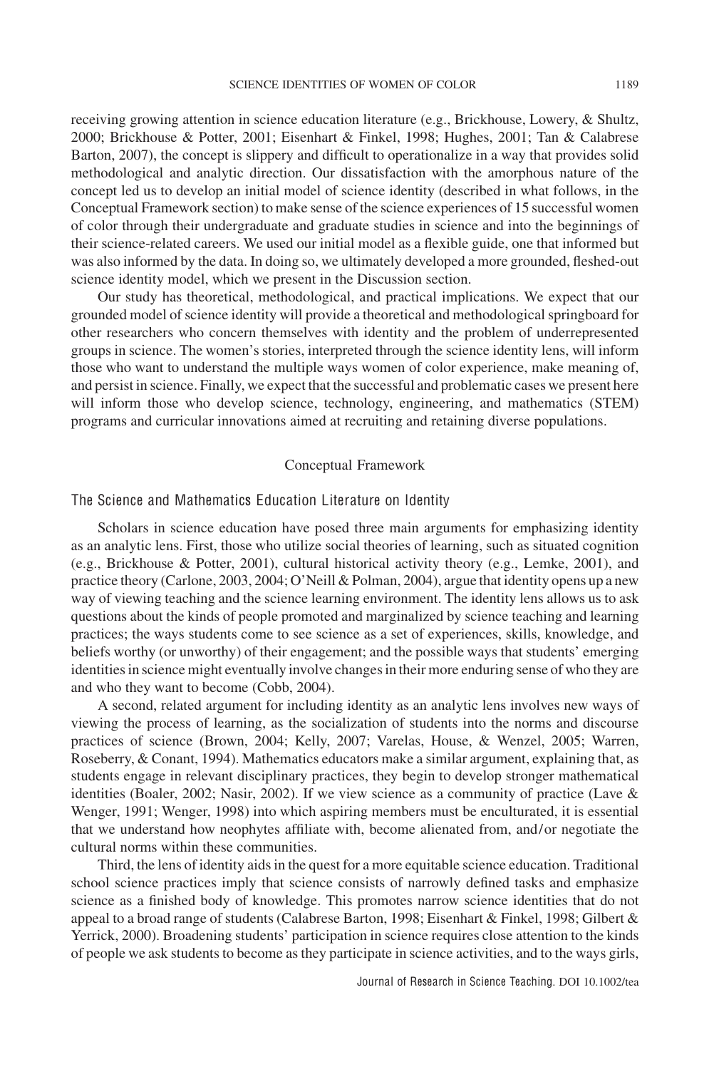receiving growing attention in science education literature (e.g., Brickhouse, Lowery, & Shultz, 2000; Brickhouse & Potter, 2001; Eisenhart & Finkel, 1998; Hughes, 2001; Tan & Calabrese Barton, 2007), the concept is slippery and difficult to operationalize in a way that provides solid methodological and analytic direction. Our dissatisfaction with the amorphous nature of the concept led us to develop an initial model of science identity (described in what follows, in the Conceptual Framework section) to make sense of the science experiences of 15 successful women of color through their undergraduate and graduate studies in science and into the beginnings of their science-related careers. We used our initial model as a flexible guide, one that informed but was also informed by the data. In doing so, we ultimately developed a more grounded, fleshed-out science identity model, which we present in the Discussion section.

Our study has theoretical, methodological, and practical implications. We expect that our grounded model of science identity will provide a theoretical and methodological springboard for other researchers who concern themselves with identity and the problem of underrepresented groups in science. The women's stories, interpreted through the science identity lens, will inform those who want to understand the multiple ways women of color experience, make meaning of, and persist in science. Finally, we expect that the successful and problematic cases we present here will inform those who develop science, technology, engineering, and mathematics (STEM) programs and curricular innovations aimed at recruiting and retaining diverse populations.

## Conceptual Framework

### The Science and Mathematics Education Literature on Identity

Scholars in science education have posed three main arguments for emphasizing identity as an analytic lens. First, those who utilize social theories of learning, such as situated cognition (e.g., Brickhouse & Potter, 2001), cultural historical activity theory (e.g., Lemke, 2001), and practice theory (Carlone, 2003, 2004; O'Neill & Polman, 2004), argue that identity opens up a new way of viewing teaching and the science learning environment. The identity lens allows us to ask questions about the kinds of people promoted and marginalized by science teaching and learning practices; the ways students come to see science as a set of experiences, skills, knowledge, and beliefs worthy (or unworthy) of their engagement; and the possible ways that students' emerging identities in science might eventually involve changes in their more enduring sense of who they are and who they want to become (Cobb, 2004).

A second, related argument for including identity as an analytic lens involves new ways of viewing the process of learning, as the socialization of students into the norms and discourse practices of science (Brown, 2004; Kelly, 2007; Varelas, House, & Wenzel, 2005; Warren, Roseberry, & Conant, 1994). Mathematics educators make a similar argument, explaining that, as students engage in relevant disciplinary practices, they begin to develop stronger mathematical identities (Boaler, 2002; Nasir, 2002). If we view science as a community of practice (Lave & Wenger, 1991; Wenger, 1998) into which aspiring members must be enculturated, it is essential that we understand how neophytes affiliate with, become alienated from, and/or negotiate the cultural norms within these communities.

Third, the lens of identity aids in the quest for a more equitable science education. Traditional school science practices imply that science consists of narrowly defined tasks and emphasize science as a finished body of knowledge. This promotes narrow science identities that do not appeal to a broad range of students (Calabrese Barton, 1998; Eisenhart & Finkel, 1998; Gilbert & Yerrick, 2000). Broadening students' participation in science requires close attention to the kinds of people we ask students to become as they participate in science activities, and to the ways girls,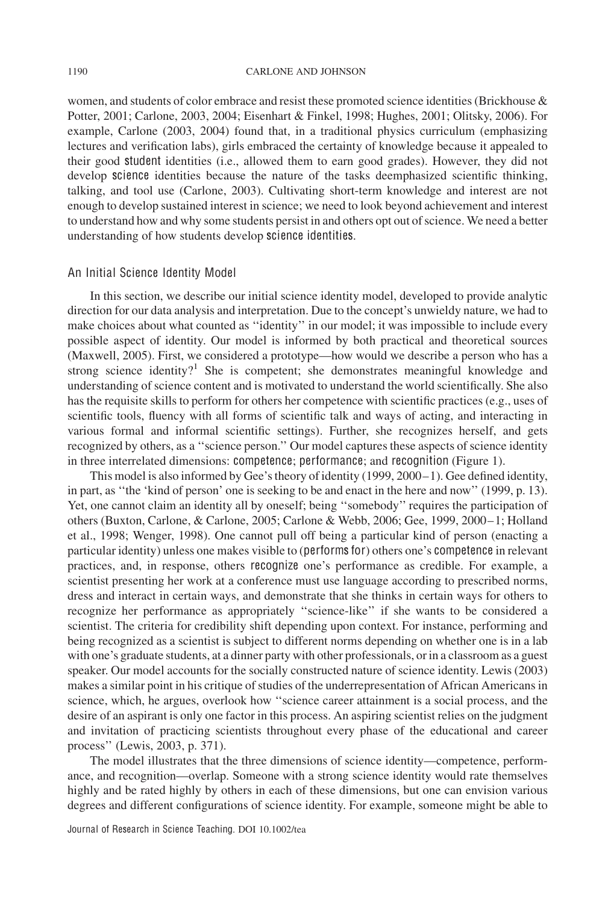women, and students of color embrace and resist these promoted science identities (Brickhouse & Potter, 2001; Carlone, 2003, 2004; Eisenhart & Finkel, 1998; Hughes, 2001; Olitsky, 2006). For example, Carlone (2003, 2004) found that, in a traditional physics curriculum (emphasizing lectures and verification labs), girls embraced the certainty of knowledge because it appealed to their good *student* identities (i.e., allowed them to earn good grades). However, they did not develop *science* identities because the nature of the tasks deemphasized scientific thinking, talking, and tool use (Carlone, 2003). Cultivating short-term knowledge and interest are not enough to develop sustained interest in science; we need to look beyond achievement and interest to understand how and why some students persist in and others opt out of science. We need a better understanding of how students develop *science identities*.

## An Initial Science Identity Model

In this section, we describe our initial science identity model, developed to provide analytic direction for our data analysis and interpretation. Due to the concept's unwieldy nature, we had to make choices about what counted as ''identity'' in our model; it was impossible to include every possible aspect of identity. Our model is informed by both practical and theoretical sources (Maxwell, 2005). First, we considered a prototype—how would we describe a person who has a strong science identity?[1] She is competent; she demonstrates meaningful knowledge and understanding of science content and is motivated to understand the world scientifically. She also has the requisite skills to perform for others her competence with scientific practices (e.g., uses of scientific tools, fluency with all forms of scientific talk and ways of acting, and interacting in various formal and informal scientific settings). Further, she recognizes herself, and gets recognized by others, as a ''science person.'' Our model captures these aspects of science identity in three interrelated dimensions: *competence*; *performance*; and *recognition* (Figure 1).

This model is also informed by Gee's theory of identity (1999, 2000–1). Gee defined identity, in part, as ''the 'kind of person' one is seeking to be and enact in the here and now'' (1999, p. 13). Yet, one cannot claim an identity all by oneself; being ''somebody'' requires the participation of others (Buxton, Carlone, & Carlone, 2005; Carlone & Webb, 2006; Gee, 1999, 2000–1; Holland et al., 1998; Wenger, 1998). One cannot pull off being a particular kind of person (enacting a particular identity) unless one makes visible to (*performs for*) others one's *competence* in relevant practices, and, in response, others *recognize* one's performance as credible. For example, a scientist presenting her work at a conference must use language according to prescribed norms, dress and interact in certain ways, and demonstrate that she thinks in certain ways for others to recognize her performance as appropriately ''science-like'' if she wants to be considered a scientist. The criteria for credibility shift depending upon context. For instance, performing and being recognized as a scientist is subject to different norms depending on whether one is in a lab with one's graduate students, at a dinner party with other professionals, or in a classroom as a guest speaker. Our model accounts for the socially constructed nature of science identity. Lewis (2003) makes a similar point in his critique of studies of the underrepresentation of African Americans in science, which, he argues, overlook how ''science career attainment is a social process, and the desire of an aspirant is only one factor in this process. An aspiring scientist relies on the judgment and invitation of practicing scientists throughout every phase of the educational and career process'' (Lewis, 2003, p. 371).

The model illustrates that the three dimensions of science identity—competence, performance, and recognition—overlap. Someone with a strong science identity would rate themselves highly and be rated highly by others in each of these dimensions, but one can envision various degrees and different configurations of science identity. For example, someone might be able to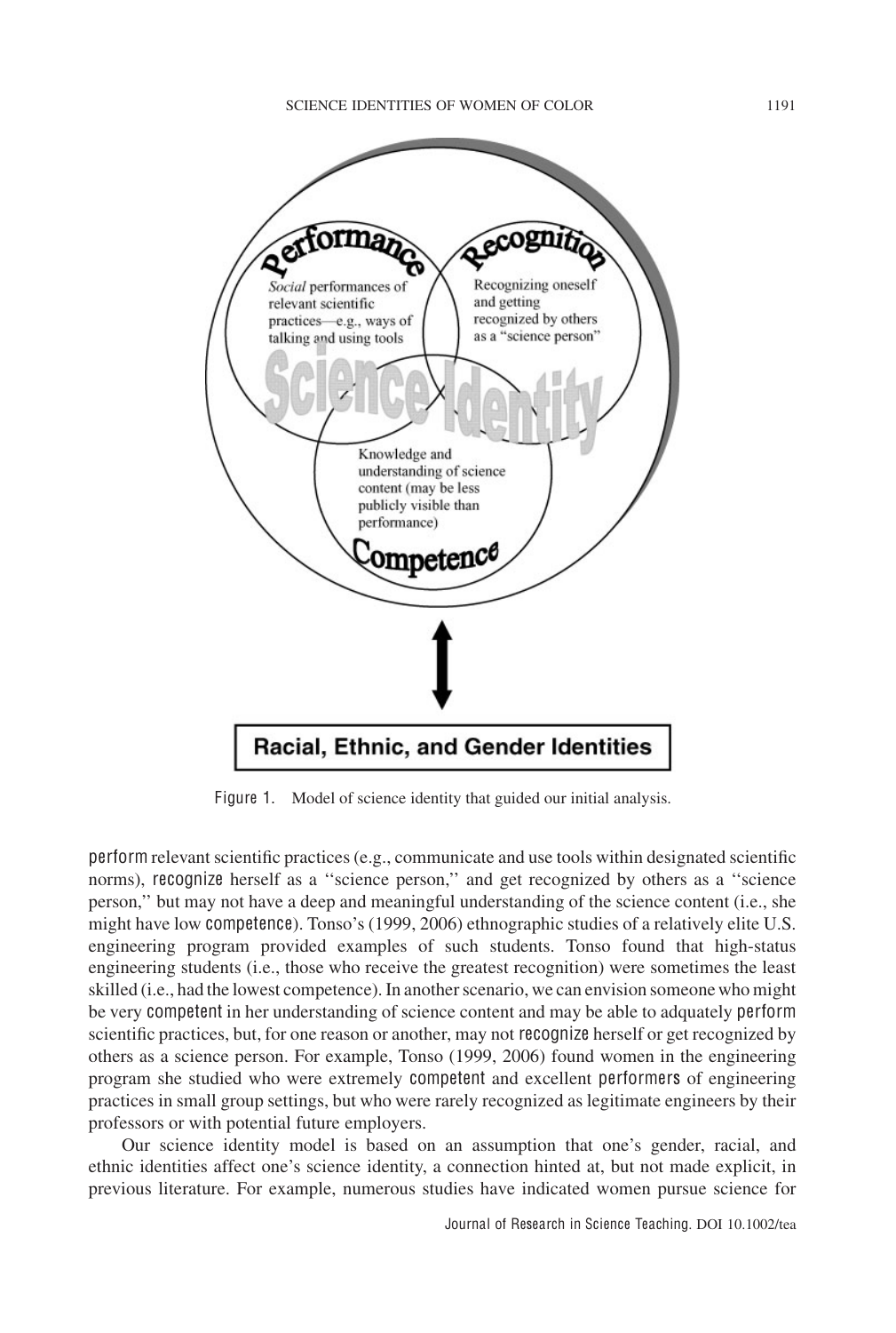Figure 1. Model of science identity that guided our initial analysis.

perform relevant scientific practices (e.g., communicate and use tools within designated scientific norms), recognize herself as a ''science person,'' and get recognized by others as a ''science person,'' but may not have a deep and meaningful understanding of the science content (i.e., she might have low competence). Tonso's (1999, 2006) ethnographic studies of a relatively elite U.S. engineering program provided examples of such students. Tonso found that high-status engineering students (i.e., those who receive the greatest recognition) were sometimes the least skilled (i.e., had the lowest competence). In another scenario, we can envision someone who might be very competent in her understanding of science content and may be able to adquately perform scientific practices, but, for one reason or another, may not recognize herself or get recognized by others as a science person. For example, Tonso (1999, 2006) found women in the engineering program she studied who were extremely competent and excellent performers of engineering practices in small group settings, but who were rarely recognized as legitimate engineers by their professors or with potential future employers.

Our science identity model is based on an assumption that one's gender, racial, and ethnic identities affect one's science identity, a connection hinted at, but not made explicit, in previous literature. For example, numerous studies have indicated women pursue science for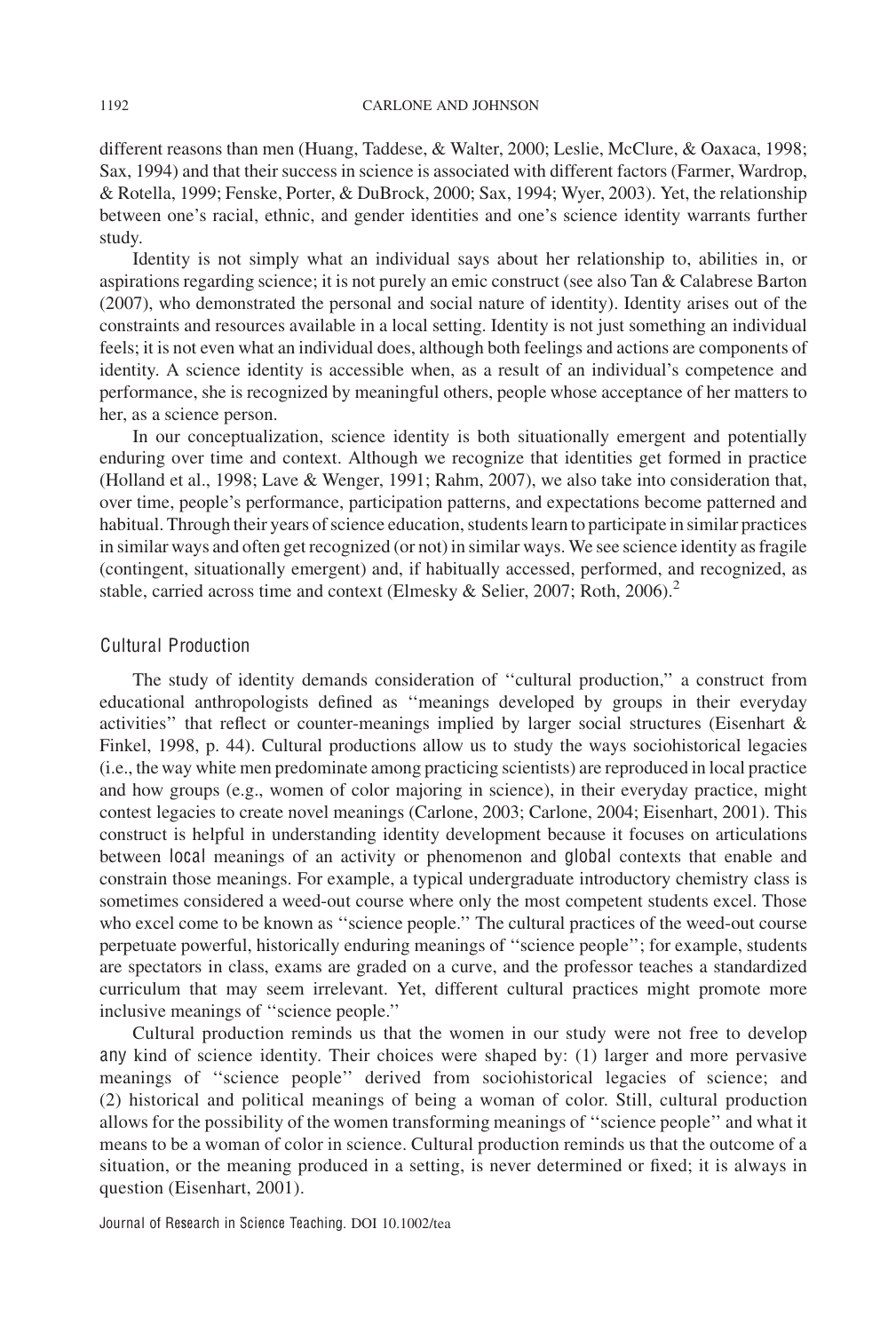different reasons than men (Huang, Taddese, & Walter, 2000; Leslie, McClure, & Oaxaca, 1998; Sax, 1994) and that their success in science is associated with different factors (Farmer, Wardrop, & Rotella, 1999; Fenske, Porter, & DuBrock, 2000; Sax, 1994; Wyer, 2003). Yet, the relationship between one's racial, ethnic, and gender identities and one's science identity warrants further study.

Identity is not simply what an individual says about her relationship to, abilities in, or aspirations regarding science; it is not purely an emic construct (see also Tan & Calabrese Barton (2007), who demonstrated the personal and social nature of identity). Identity arises out of the constraints and resources available in a local setting. Identity is not just something an individual feels; it is not even what an individual does, although both feelings and actions are components of identity. A science identity is accessible when, as a result of an individual's competence and performance, she is recognized by meaningful others, people whose acceptance of her matters to her, as a science person.

In our conceptualization, science identity is both situationally emergent and potentially enduring over time and context. Although we recognize that identities get formed in practice (Holland et al., 1998; Lave & Wenger, 1991; Rahm, 2007), we also take into consideration that, over time, people's performance, participation patterns, and expectations become patterned and habitual. Through their years of science education, students learn to participate in similar practices in similar ways and often get recognized (or not) in similar ways. We see science identity as fragile (contingent, situationally emergent) and, if habitually accessed, performed, and recognized, as stable, carried across time and context (Elmesky & Selier, 2007; Roth, 2006).[2]

## Cultural Production

The study of identity demands consideration of "cultural production," a construct from educational anthropologists defined as "meanings developed by groups in their everyday activities" that reflect or counter-meanings implied by larger social structures (Eisenhart & Finkel, 1998, p. 44). Cultural productions allow us to study the ways sociohistorical legacies (i.e., the way white men predominate among practicing scientists) are reproduced in local practice and how groups (e.g., women of color majoring in science), in their everyday practice, might contest legacies to create novel meanings (Carlone, 2003; Carlone, 2004; Eisenhart, 2001). This construct is helpful in understanding identity development because it focuses on articulations between *local* meanings of an activity or phenomenon and *global* contexts that enable and constrain those meanings. For example, a typical undergraduate introductory chemistry class is sometimes considered a weed-out course where only the most competent students excel. Those who excel come to be known as "science people." The cultural practices of the weed-out course perpetuate powerful, historically enduring meanings of "science people"; for example, students are spectators in class, exams are graded on a curve, and the professor teaches a standardized curriculum that may seem irrelevant. Yet, different cultural practices might promote more inclusive meanings of "science people."

Cultural production reminds us that the women in our study were not free to develop *any* kind of science identity. Their choices were shaped by: (1) larger and more pervasive meanings of "science people" derived from sociohistorical legacies of science; and (2) historical and political meanings of being a woman of color. Still, cultural production allows for the possibility of the women transforming meanings of "science people" and what it means to be a woman of color in science. Cultural production reminds us that the outcome of a situation, or the meaning produced in a setting, is never determined or fixed; it is always in question (Eisenhart, 2001).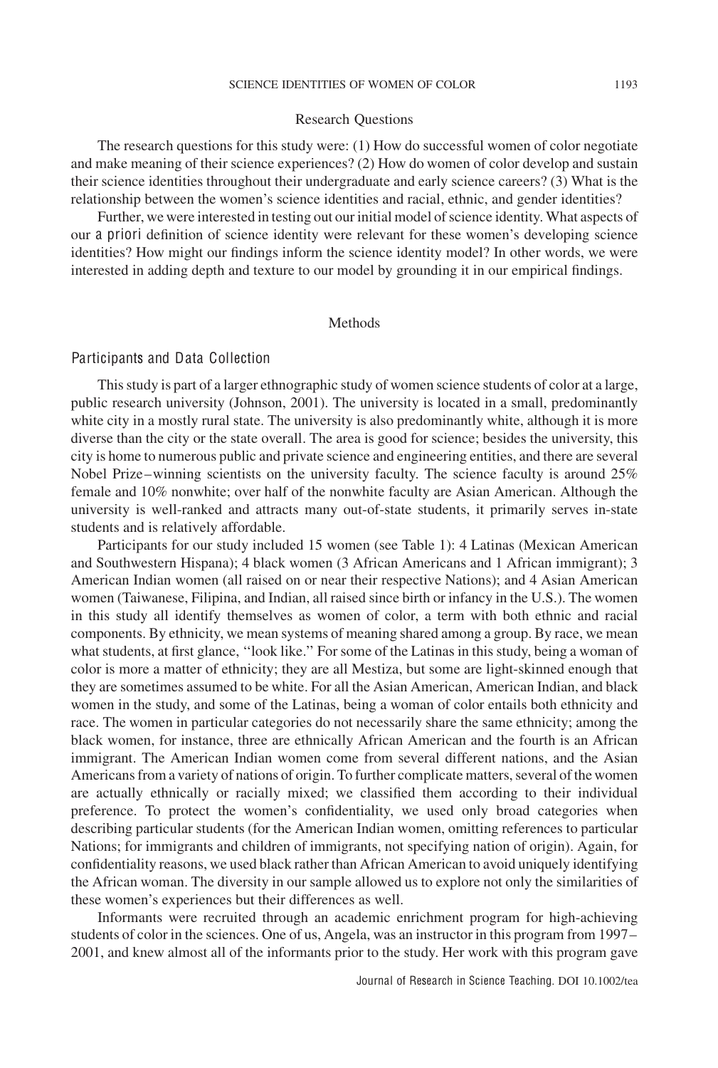## Research Questions

The research questions for this study were: (1) How do successful women of color negotiate and make meaning of their science experiences? (2) How do women of color develop and sustain their science identities throughout their undergraduate and early science careers? (3) What is the relationship between the women's science identities and racial, ethnic, and gender identities?

Further, we were interested in testing out our initial model of science identity. What aspects of our *a priori* definition of science identity were relevant for these women's developing science identities? How might our findings inform the science identity model? In other words, we were interested in adding depth and texture to our model by grounding it in our empirical findings.

## Methods

### Participants and Data Collection

This study is part of a larger ethnographic study of women science students of color at a large, public research university (Johnson, 2001). The university is located in a small, predominantly white city in a mostly rural state. The university is also predominantly white, although it is more diverse than the city or the state overall. The area is good for science; besides the university, this city is home to numerous public and private science and engineering entities, and there are several Nobel Prize–winning scientists on the university faculty. The science faculty is around 25% female and 10% nonwhite; over half of the nonwhite faculty are Asian American. Although the university is well-ranked and attracts many out-of-state students, it primarily serves in-state students and is relatively affordable.

Participants for our study included 15 women (see Table 1): 4 Latinas (Mexican American and Southwestern Hispana); 4 black women (3 African Americans and 1 African immigrant); 3 American Indian women (all raised on or near their respective Nations); and 4 Asian American women (Taiwanese, Filipina, and Indian, all raised since birth or infancy in the U.S.). The women in this study all identify themselves as women of color, a term with both ethnic and racial components. By ethnicity, we mean systems of meaning shared among a group. By race, we mean what students, at first glance, "look like." For some of the Latinas in this study, being a woman of color is more a matter of ethnicity; they are all Mestiza, but some are light-skinned enough that they are sometimes assumed to be white. For all the Asian American, American Indian, and black women in the study, and some of the Latinas, being a woman of color entails both ethnicity and race. The women in particular categories do not necessarily share the same ethnicity; among the black women, for instance, three are ethnically African American and the fourth is an African immigrant. The American Indian women come from several different nations, and the Asian Americans from a variety of nations of origin. To further complicate matters, several of the women are actually ethnically or racially mixed; we classified them according to their individual preference. To protect the women's confidentiality, we used only broad categories when describing particular students (for the American Indian women, omitting references to particular Nations; for immigrants and children of immigrants, not specifying nation of origin). Again, for confidentiality reasons, we used black rather than African American to avoid uniquely identifying the African woman. The diversity in our sample allowed us to explore not only the similarities of these women's experiences but their differences as well.

Informants were recruited through an academic enrichment program for high-achieving students of color in the sciences. One of us, Angela, was an instructor in this program from 1997–2001, and knew almost all of the informants prior to the study. Her work with this program gave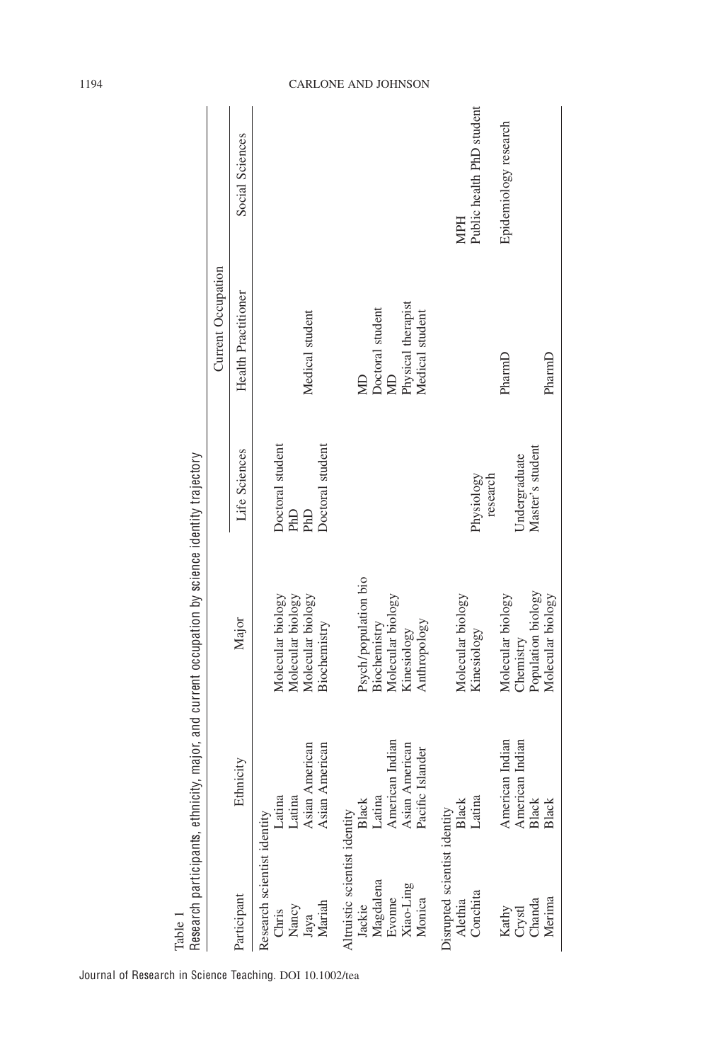Table 1
Research participants, ethnicity, major, and current occupation by science identity trajectory

| Participant | Ethnicity | Major | Current Occupation | | |
|---|---|---|---|---|---|
| | | | Life Sciences | Health Practitioner | Social Sciences |
| Research scientist identity | | | | | |
| Chris | Latina | Molecular biology | Doctoral student | | |
| Nancy | Latina | Molecular biology | PhD | | |
| Jaya | Asian American | Molecular biology | PhD | Medical student | |
| Mariah | Asian American | Biochemistry | Doctoral student | | |
| Altruistic scientist identity | | | | | |
| Jackie | Black | Psych/population bio | | MD | |
| Magdalena | Latina | Biochemistry | | Doctoral student | |
| Evonne | American Indian | Molecular biology | | MD | |
| Xiao-Ling | Asian American | Kinesiology | | Physical therapist | |
| Monica | Pacific Islander | Anthropology | | Medical student | |
| Disrupted scientist identity | | | | | |
| Alethia | Black | Molecular biology | | | MPH |
| Conchita | Latina | Kinesiology | Physiology research | | Public health PhD student |
| Kathy | American Indian | Molecular biology | | PharmD | Epidemiology research |
| Crystl | American Indian | Chemistry | Undergraduate | | |
| Chanda | Black | Population biology | Master's student | | |
| Merima | Black | Molecular biology | | PharmD | |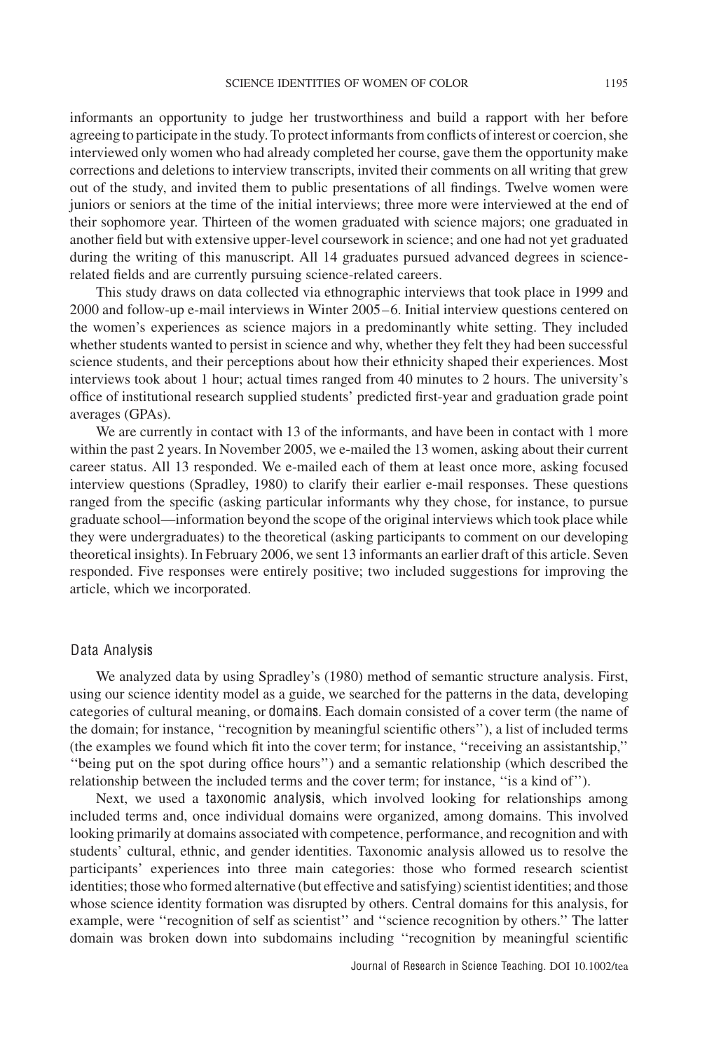informants an opportunity to judge her trustworthiness and build a rapport with her before agreeing to participate in the study. To protect informants from conflicts of interest or coercion, she interviewed only women who had already completed her course, gave them the opportunity make corrections and deletions to interview transcripts, invited their comments on all writing that grew out of the study, and invited them to public presentations of all findings. Twelve women were juniors or seniors at the time of the initial interviews; three more were interviewed at the end of their sophomore year. Thirteen of the women graduated with science majors; one graduated in another field but with extensive upper-level coursework in science; and one had not yet graduated during the writing of this manuscript. All 14 graduates pursued advanced degrees in science-related fields and are currently pursuing science-related careers.

This study draws on data collected via ethnographic interviews that took place in 1999 and 2000 and follow-up e-mail interviews in Winter 2005–6. Initial interview questions centered on the women's experiences as science majors in a predominantly white setting. They included whether students wanted to persist in science and why, whether they felt they had been successful science students, and their perceptions about how their ethnicity shaped their experiences. Most interviews took about 1 hour; actual times ranged from 40 minutes to 2 hours. The university's office of institutional research supplied students' predicted first-year and graduation grade point averages (GPAs).

We are currently in contact with 13 of the informants, and have been in contact with 1 more within the past 2 years. In November 2005, we e-mailed the 13 women, asking about their current career status. All 13 responded. We e-mailed each of them at least once more, asking focused interview questions (Spradley, 1980) to clarify their earlier e-mail responses. These questions ranged from the specific (asking particular informants why they chose, for instance, to pursue graduate school—information beyond the scope of the original interviews which took place while they were undergraduates) to the theoretical (asking participants to comment on our developing theoretical insights). In February 2006, we sent 13 informants an earlier draft of this article. Seven responded. Five responses were entirely positive; two included suggestions for improving the article, which we incorporated.

## Data Analysis

We analyzed data by using Spradley's (1980) method of semantic structure analysis. First, using our science identity model as a guide, we searched for the patterns in the data, developing categories of cultural meaning, or **domains**. Each domain consisted of a cover term (the name of the domain; for instance, ''recognition by meaningful scientific others''), a list of included terms (the examples we found which fit into the cover term; for instance, ''receiving an assistantship,'' ''being put on the spot during office hours'') and a semantic relationship (which described the relationship between the included terms and the cover term; for instance, ''is a kind of'').

Next, we used a **taxonomic analysis**, which involved looking for relationships among included terms and, once individual domains were organized, among domains. This involved looking primarily at domains associated with competence, performance, and recognition and with students' cultural, ethnic, and gender identities. Taxonomic analysis allowed us to resolve the participants' experiences into three main categories: those who formed research scientist identities; those who formed alternative (but effective and satisfying) scientist identities; and those whose science identity formation was disrupted by others. Central domains for this analysis, for example, were ''recognition of self as scientist'' and ''science recognition by others.'' The latter domain was broken down into subdomains including ''recognition by meaningful scientific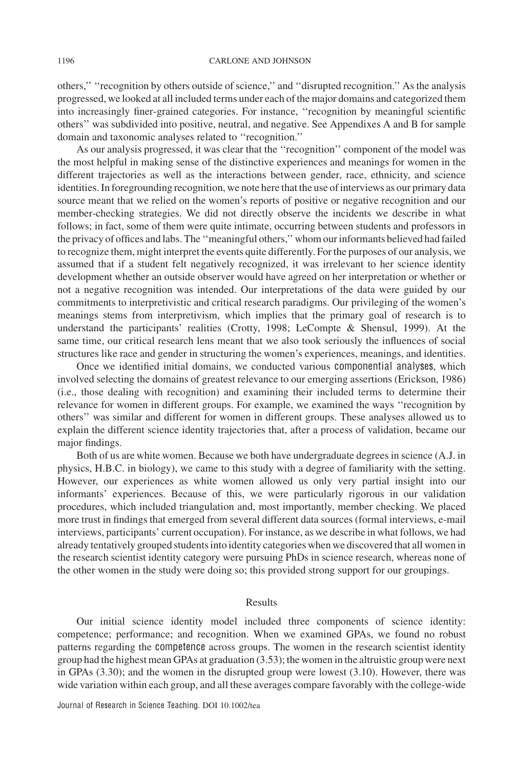others,'' ''recognition by others outside of science,'' and ''disrupted recognition.'' As the analysis progressed, we looked at all included terms under each of the major domains and categorized them into increasingly finer-grained categories. For instance, ''recognition by meaningful scientific others'' was subdivided into positive, neutral, and negative. See Appendixes A and B for sample domain and taxonomic analyses related to ''recognition.''

As our analysis progressed, it was clear that the ''recognition'' component of the model was the most helpful in making sense of the distinctive experiences and meanings for women in the different trajectories as well as the interactions between gender, race, ethnicity, and science identities. In foregrounding recognition, we note here that the use of interviews as our primary data source meant that we relied on the women's reports of positive or negative recognition and our member-checking strategies. We did not directly observe the incidents we describe in what follows; in fact, some of them were quite intimate, occurring between students and professors in the privacy of offices and labs. The ''meaningful others,'' whom our informants believed had failed to recognize them, might interpret the events quite differently. For the purposes of our analysis, we assumed that if a student felt negatively recognized, it was irrelevant to her science identity development whether an outside observer would have agreed on her interpretation or whether or not a negative recognition was intended. Our interpretations of the data were guided by our commitments to interpretivistic and critical research paradigms. Our privileging of the women's meanings stems from interpretivism, which implies that the primary goal of research is to understand the participants' realities (Crotty, 1998; LeCompte & Shensul, 1999). At the same time, our critical research lens meant that we also took seriously the influences of social structures like race and gender in structuring the women's experiences, meanings, and identities.

Once we identified initial domains, we conducted various componential analyses, which involved selecting the domains of greatest relevance to our emerging assertions (Erickson, 1986) (i.e., those dealing with recognition) and examining their included terms to determine their relevance for women in different groups. For example, we examined the ways ''recognition by others'' was similar and different for women in different groups. These analyses allowed us to explain the different science identity trajectories that, after a process of validation, became our major findings.

Both of us are white women. Because we both have undergraduate degrees in science (A.J. in physics, H.B.C. in biology), we came to this study with a degree of familiarity with the setting. However, our experiences as white women allowed us only very partial insight into our informants' experiences. Because of this, we were particularly rigorous in our validation procedures, which included triangulation and, most importantly, member checking. We placed more trust in findings that emerged from several different data sources (formal interviews, e-mail interviews, participants' current occupation). For instance, as we describe in what follows, we had already tentatively grouped students into identity categories when we discovered that all women in the research scientist identity category were pursuing PhDs in science research, whereas none of the other women in the study were doing so; this provided strong support for our groupings.

## Results

Our initial science identity model included three components of science identity: competence; performance; and recognition. When we examined GPAs, we found no robust patterns regarding the competence across groups. The women in the research scientist identity group had the highest mean GPAs at graduation (3.53); the women in the altruistic group were next in GPAs (3.30); and the women in the disrupted group were lowest (3.10). However, there was wide variation within each group, and all these averages compare favorably with the college-wide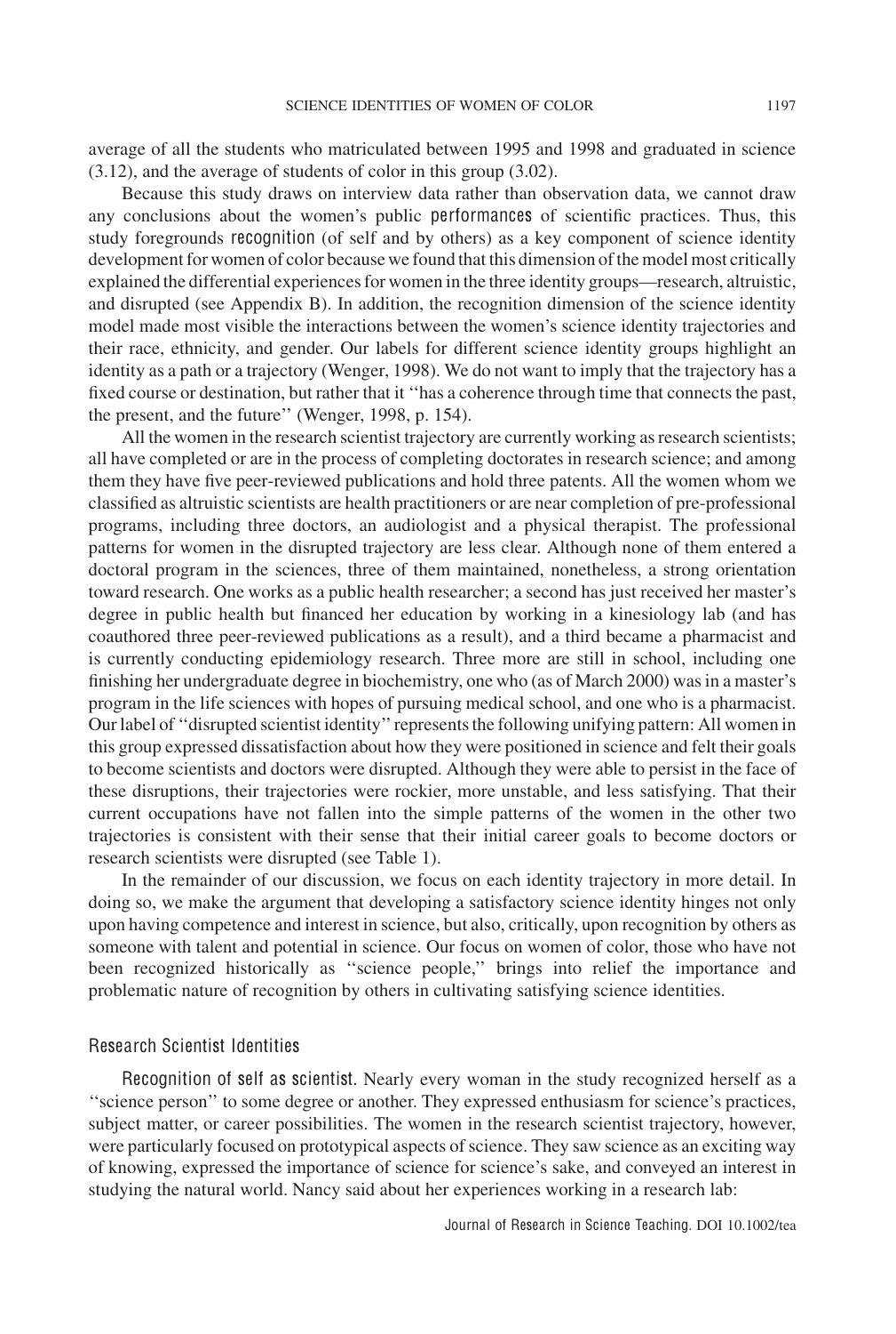average of all the students who matriculated between 1995 and 1998 and graduated in science (3.12), and the average of students of color in this group (3.02).

Because this study draws on interview data rather than observation data, we cannot draw any conclusions about the women's public *performances* of scientific practices. Thus, this study foregrounds *recognition* (of self and by others) as a key component of science identity development for women of color because we found that this dimension of the model most critically explained the differential experiences for women in the three identity groups—research, altruistic, and disrupted (see Appendix B). In addition, the recognition dimension of the science identity model made most visible the interactions between the women's science identity trajectories and their race, ethnicity, and gender. Our labels for different science identity groups highlight an identity as a path or a trajectory (Wenger, 1998). We do not want to imply that the trajectory has a fixed course or destination, but rather that it ''has a coherence through time that connects the past, the present, and the future'' (Wenger, 1998, p. 154).

All the women in the research scientist trajectory are currently working as research scientists; all have completed or are in the process of completing doctorates in research science; and among them they have five peer-reviewed publications and hold three patents. All the women whom we classified as altruistic scientists are health practitioners or are near completion of pre-professional programs, including three doctors, an audiologist and a physical therapist. The professional patterns for women in the disrupted trajectory are less clear. Although none of them entered a doctoral program in the sciences, three of them maintained, nonetheless, a strong orientation toward research. One works as a public health researcher; a second has just received her master's degree in public health but financed her education by working in a kinesiology lab (and has coauthored three peer-reviewed publications as a result), and a third became a pharmacist and is currently conducting epidemiology research. Three more are still in school, including one finishing her undergraduate degree in biochemistry, one who (as of March 2000) was in a master's program in the life sciences with hopes of pursuing medical school, and one who is a pharmacist. Our label of ''disrupted scientist identity'' represents the following unifying pattern: All women in this group expressed dissatisfaction about how they were positioned in science and felt their goals to become scientists and doctors were disrupted. Although they were able to persist in the face of these disruptions, their trajectories were rockier, more unstable, and less satisfying. That their current occupations have not fallen into the simple patterns of the women in the other two trajectories is consistent with their sense that their initial career goals to become doctors or research scientists were disrupted (see Table 1).

In the remainder of our discussion, we focus on each identity trajectory in more detail. In doing so, we make the argument that developing a satisfactory science identity hinges not only upon having competence and interest in science, but also, critically, upon recognition by others as someone with talent and potential in science. Our focus on women of color, those who have not been recognized historically as ''science people,'' brings into relief the importance and problematic nature of recognition by others in cultivating satisfying science identities.

### Research Scientist Identities

*Recognition of self as scientist.* Nearly every woman in the study recognized herself as a ''science person'' to some degree or another. They expressed enthusiasm for science's practices, subject matter, or career possibilities. The women in the research scientist trajectory, however, were particularly focused on prototypical aspects of science. They saw science as an exciting way of knowing, expressed the importance of science for science's sake, and conveyed an interest in studying the natural world. Nancy said about her experiences working in a research lab: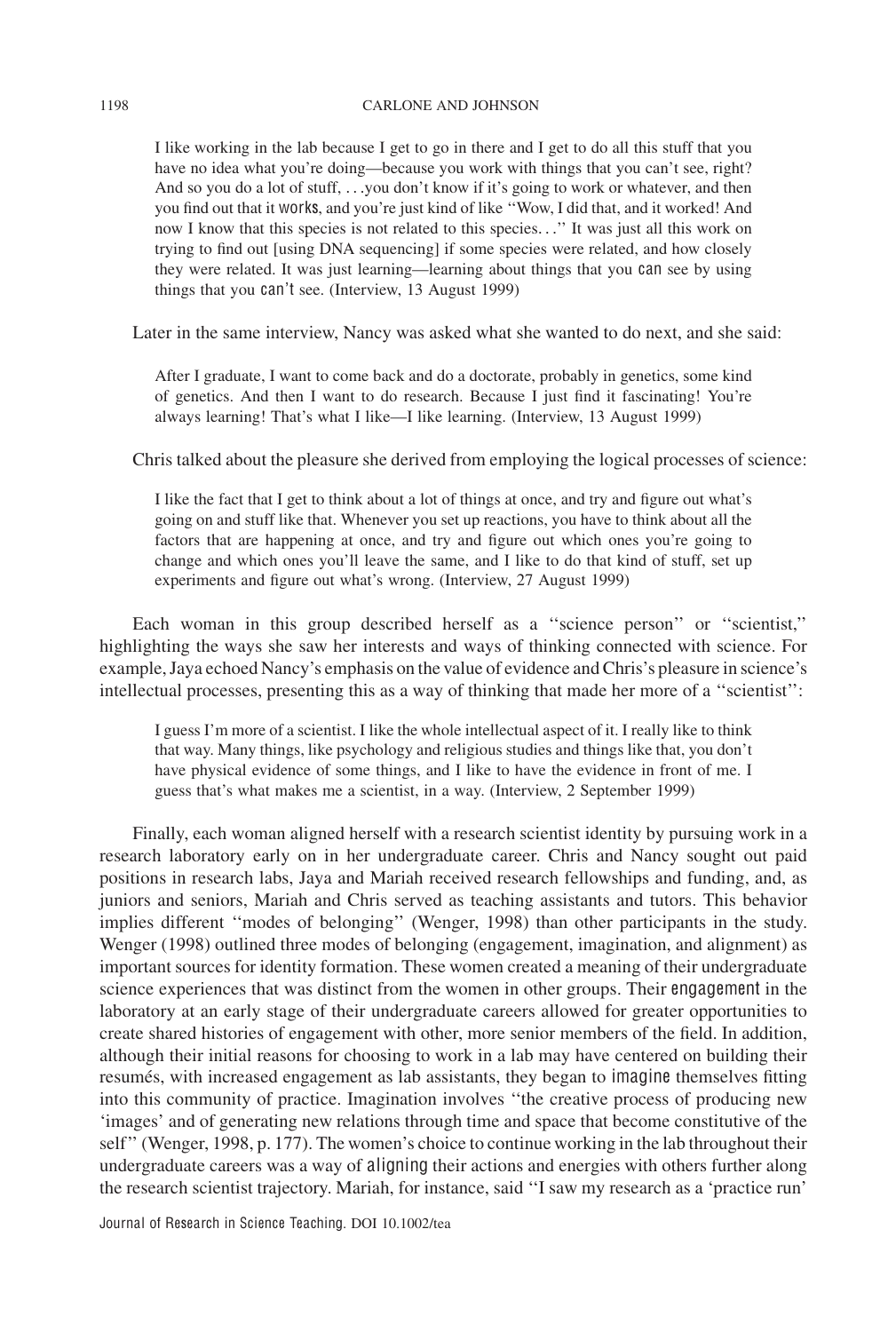> I like working in the lab because I get to go in there and I get to do all this stuff that you have no idea what you're doing—because you work with things that you can't see, right? And so you do a lot of stuff, . . .you don't know if it's going to work or whatever, and then you find out that it *works*, and you're just kind of like ''Wow, I did that, and it worked! And now I know that this species is not related to this species. . .'' It was just all this work on trying to find out [using DNA sequencing] if some species were related, and how closely they were related. It was just learning—learning about things that you *can* see by using things that you *can't* see. (Interview, 13 August 1999)

Later in the same interview, Nancy was asked what she wanted to do next, and she said:

> After I graduate, I want to come back and do a doctorate, probably in genetics, some kind of genetics. And then I want to do research. Because I just find it fascinating! You're always learning! That's what I like—I like learning. (Interview, 13 August 1999)

Chris talked about the pleasure she derived from employing the logical processes of science:

> I like the fact that I get to think about a lot of things at once, and try and figure out what's going on and stuff like that. Whenever you set up reactions, you have to think about all the factors that are happening at once, and try and figure out which ones you're going to change and which ones you'll leave the same, and I like to do that kind of stuff, set up experiments and figure out what's wrong. (Interview, 27 August 1999)

Each woman in this group described herself as a ''science person'' or ''scientist,'' highlighting the ways she saw her interests and ways of thinking connected with science. For example, Jaya echoed Nancy's emphasis on the value of evidence and Chris's pleasure in science's intellectual processes, presenting this as a way of thinking that made her more of a ''scientist'':

> I guess I'm more of a scientist. I like the whole intellectual aspect of it. I really like to think that way. Many things, like psychology and religious studies and things like that, you don't have physical evidence of some things, and I like to have the evidence in front of me. I guess that's what makes me a scientist, in a way. (Interview, 2 September 1999)

Finally, each woman aligned herself with a research scientist identity by pursuing work in a research laboratory early on in her undergraduate career. Chris and Nancy sought out paid positions in research labs, Jaya and Mariah received research fellowships and funding, and, as juniors and seniors, Mariah and Chris served as teaching assistants and tutors. This behavior implies different ''modes of belonging'' (Wenger, 1998) than other participants in the study. Wenger (1998) outlined three modes of belonging (engagement, imagination, and alignment) as important sources for identity formation. These women created a meaning of their undergraduate science experiences that was distinct from the women in other groups. Their *engagement* in the laboratory at an early stage of their undergraduate careers allowed for greater opportunities to create shared histories of engagement with other, more senior members of the field. In addition, although their initial reasons for choosing to work in a lab may have centered on building their resumés, with increased engagement as lab assistants, they began to *imagine* themselves fitting into this community of practice. Imagination involves ''the creative process of producing new 'images' and of generating new relations through time and space that become constitutive of the self'' (Wenger, 1998, p. 177). The women's choice to continue working in the lab throughout their undergraduate careers was a way of *aligning* their actions and energies with others further along the research scientist trajectory. Mariah, for instance, said ''I saw my research as a 'practice run'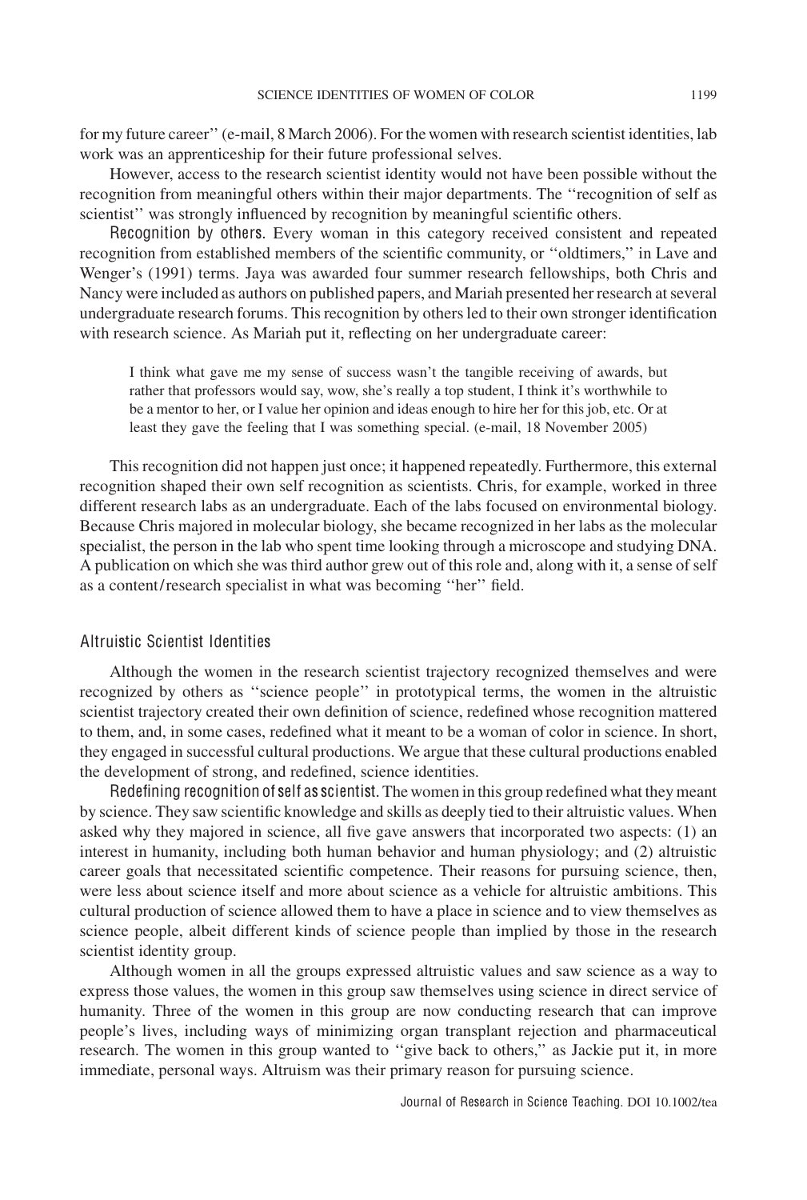for my future career'' (e-mail, 8 March 2006). For the women with research scientist identities, lab work was an apprenticeship for their future professional selves.

However, access to the research scientist identity would not have been possible without the recognition from meaningful others within their major departments. The ''recognition of self as scientist'' was strongly influenced by recognition by meaningful scientific others.

**Recognition by others.** Every woman in this category received consistent and repeated recognition from established members of the scientific community, or ''oldtimers,'' in Lave and Wenger's (1991) terms. Jaya was awarded four summer research fellowships, both Chris and Nancy were included as authors on published papers, and Mariah presented her research at several undergraduate research forums. This recognition by others led to their own stronger identification with research science. As Mariah put it, reflecting on her undergraduate career:

> I think what gave me my sense of success wasn't the tangible receiving of awards, but rather that professors would say, wow, she's really a top student, I think it's worthwhile to be a mentor to her, or I value her opinion and ideas enough to hire her for this job, etc. Or at least they gave the feeling that I was something special. (e-mail, 18 November 2005)

This recognition did not happen just once; it happened repeatedly. Furthermore, this external recognition shaped their own self recognition as scientists. Chris, for example, worked in three different research labs as an undergraduate. Each of the labs focused on environmental biology. Because Chris majored in molecular biology, she became recognized in her labs as the molecular specialist, the person in the lab who spent time looking through a microscope and studying DNA. A publication on which she was third author grew out of this role and, along with it, a sense of self as a content/research specialist in what was becoming ''her'' field.

### Altruistic Scientist Identities

Although the women in the research scientist trajectory recognized themselves and were recognized by others as ''science people'' in prototypical terms, the women in the altruistic scientist trajectory created their own definition of science, redefined whose recognition mattered to them, and, in some cases, redefined what it meant to be a woman of color in science. In short, they engaged in successful cultural productions. We argue that these cultural productions enabled the development of strong, and redefined, science identities.

**Redefining recognition of self as scientist.** The women in this group redefined what they meant by science. They saw scientific knowledge and skills as deeply tied to their altruistic values. When asked why they majored in science, all five gave answers that incorporated two aspects: (1) an interest in humanity, including both human behavior and human physiology; and (2) altruistic career goals that necessitated scientific competence. Their reasons for pursuing science, then, were less about science itself and more about science as a vehicle for altruistic ambitions. This cultural production of science allowed them to have a place in science and to view themselves as science people, albeit different kinds of science people than implied by those in the research scientist identity group.

Although women in all the groups expressed altruistic values and saw science as a way to express those values, the women in this group saw themselves using science in direct service of humanity. Three of the women in this group are now conducting research that can improve people's lives, including ways of minimizing organ transplant rejection and pharmaceutical research. The women in this group wanted to ''give back to others,'' as Jackie put it, in more immediate, personal ways. Altruism was their primary reason for pursuing science.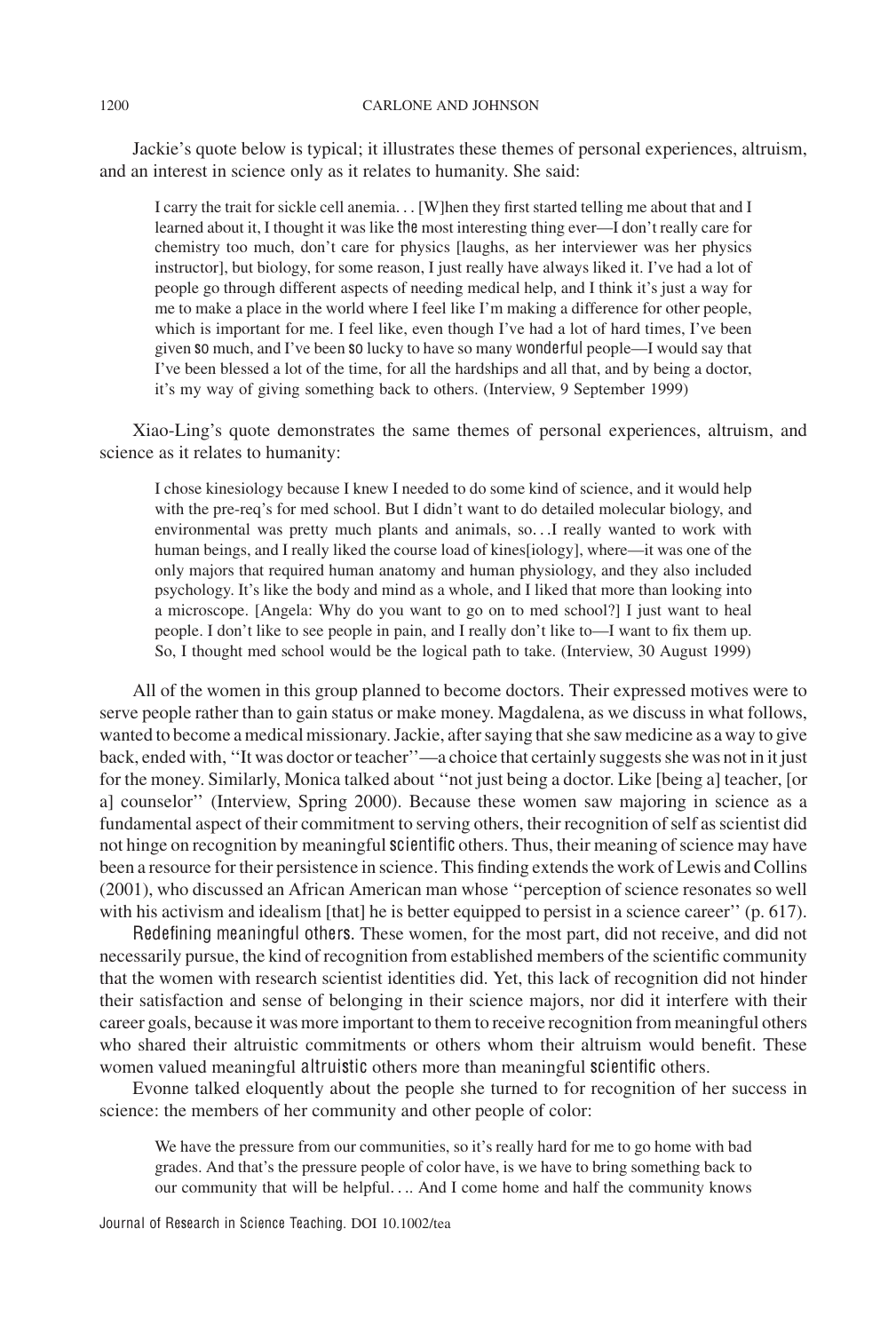Jackie's quote below is typical; it illustrates these themes of personal experiences, altruism, and an interest in science only as it relates to humanity. She said:

> I carry the trait for sickle cell anemia. . . [W]hen they first started telling me about that and I learned about it, I thought it was like *the* most interesting thing ever—I don't really care for chemistry too much, don't care for physics [laughs, as her interviewer was her physics instructor], but biology, for some reason, I just really have always liked it. I've had a lot of people go through different aspects of needing medical help, and I think it's just a way for me to make a place in the world where I feel like I'm making a difference for other people, which is important for me. I feel like, even though I've had a lot of hard times, I've been given *so* much, and I've been *so* lucky to have so many *wonderful* people—I would say that I've been blessed a lot of the time, for all the hardships and all that, and by being a doctor, it's my way of giving something back to others. (Interview, 9 September 1999)

Xiao-Ling's quote demonstrates the same themes of personal experiences, altruism, and science as it relates to humanity:

> I chose kinesiology because I knew I needed to do some kind of science, and it would help with the pre-req's for med school. But I didn't want to do detailed molecular biology, and environmental was pretty much plants and animals, so. . .I really wanted to work with human beings, and I really liked the course load of kines[iology], where—it was one of the only majors that required human anatomy and human physiology, and they also included psychology. It's like the body and mind as a whole, and I liked that more than looking into a microscope. [Angela: Why do you want to go on to med school?] I just want to heal people. I don't like to see people in pain, and I really don't like to—I want to fix them up. So, I thought med school would be the logical path to take. (Interview, 30 August 1999)

All of the women in this group planned to become doctors. Their expressed motives were to serve people rather than to gain status or make money. Magdalena, as we discuss in what follows, wanted to become a medical missionary. Jackie, after saying that she saw medicine as a way to give back, ended with, ''It was doctor or teacher''—a choice that certainly suggests she was not in it just for the money. Similarly, Monica talked about ''not just being a doctor. Like [being a] teacher, [or a] counselor'' (Interview, Spring 2000). Because these women saw majoring in science as a fundamental aspect of their commitment to serving others, their recognition of self as scientist did not hinge on recognition by meaningful *scientific* others. Thus, their meaning of science may have been a resource for their persistence in science. This finding extends the work of Lewis and Collins (2001), who discussed an African American man whose ''perception of science resonates so well with his activism and idealism [that] he is better equipped to persist in a science career'' (p. 617).

*Redefining meaningful others.* These women, for the most part, did not receive, and did not necessarily pursue, the kind of recognition from established members of the scientific community that the women with research scientist identities did. Yet, this lack of recognition did not hinder their satisfaction and sense of belonging in their science majors, nor did it interfere with their career goals, because it was more important to them to receive recognition from meaningful others who shared their altruistic commitments or others whom their altruism would benefit. These women valued meaningful *altruistic* others more than meaningful *scientific* others.

Evonne talked eloquently about the people she turned to for recognition of her success in science: the members of her community and other people of color:

> We have the pressure from our communities, so it's really hard for me to go home with bad grades. And that's the pressure people of color have, is we have to bring something back to our community that will be helpful. . .. And I come home and half the community knows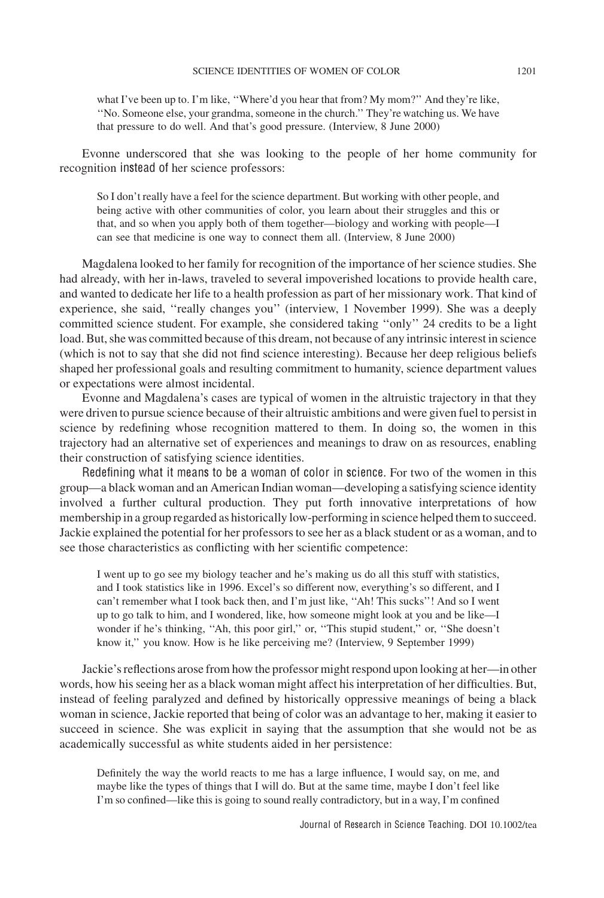what I've been up to. I'm like, ''Where'd you hear that from? My mom?'' And they're like, ''No. Someone else, your grandma, someone in the church.'' They're watching us. We have that pressure to do well. And that's good pressure. (Interview, 8 June 2000)

Evonne underscored that she was looking to the people of her home community for recognition *instead of* her science professors:

> So I don't really have a feel for the science department. But working with other people, and being active with other communities of color, you learn about their struggles and this or that, and so when you apply both of them together—biology and working with people—I can see that medicine is one way to connect them all. (Interview, 8 June 2000)

Magdalena looked to her family for recognition of the importance of her science studies. She had already, with her in-laws, traveled to several impoverished locations to provide health care, and wanted to dedicate her life to a health profession as part of her missionary work. That kind of experience, she said, ''really changes you'' (interview, 1 November 1999). She was a deeply committed science student. For example, she considered taking ''only'' 24 credits to be a light load. But, she was committed because of this dream, not because of any intrinsic interest in science (which is not to say that she did not find science interesting). Because her deep religious beliefs shaped her professional goals and resulting commitment to humanity, science department values or expectations were almost incidental.

Evonne and Magdalena's cases are typical of women in the altruistic trajectory in that they were driven to pursue science because of their altruistic ambitions and were given fuel to persist in science by redefining whose recognition mattered to them. In doing so, the women in this trajectory had an alternative set of experiences and meanings to draw on as resources, enabling their construction of satisfying science identities.

*Redefining what it means to be a woman of color in science.* For two of the women in this group—a black woman and an American Indian woman—developing a satisfying science identity involved a further cultural production. They put forth innovative interpretations of how membership in a group regarded as historically low-performing in science helped them to succeed. Jackie explained the potential for her professors to see her as a black student or as a woman, and to see those characteristics as conflicting with her scientific competence:

> I went up to go see my biology teacher and he's making us do all this stuff with statistics, and I took statistics like in 1996. Excel's so different now, everything's so different, and I can't remember what I took back then, and I'm just like, ''Ah! This sucks''! And so I went up to go talk to him, and I wondered, like, how someone might look at you and be like—I wonder if he's thinking, ''Ah, this poor girl,'' or, ''This stupid student,'' or, ''She doesn't know it,'' you know. How is he like perceiving me? (Interview, 9 September 1999)

Jackie's reflections arose from how the professor might respond upon looking at her—in other words, how his seeing her as a black woman might affect his interpretation of her difficulties. But, instead of feeling paralyzed and defined by historically oppressive meanings of being a black woman in science, Jackie reported that being of color was an advantage to her, making it easier to succeed in science. She was explicit in saying that the assumption that she would not be as academically successful as white students aided in her persistence:

> Definitely the way the world reacts to me has a large influence, I would say, on me, and maybe like the types of things that I will do. But at the same time, maybe I don't feel like I'm so confined—like this is going to sound really contradictory, but in a way, I'm confined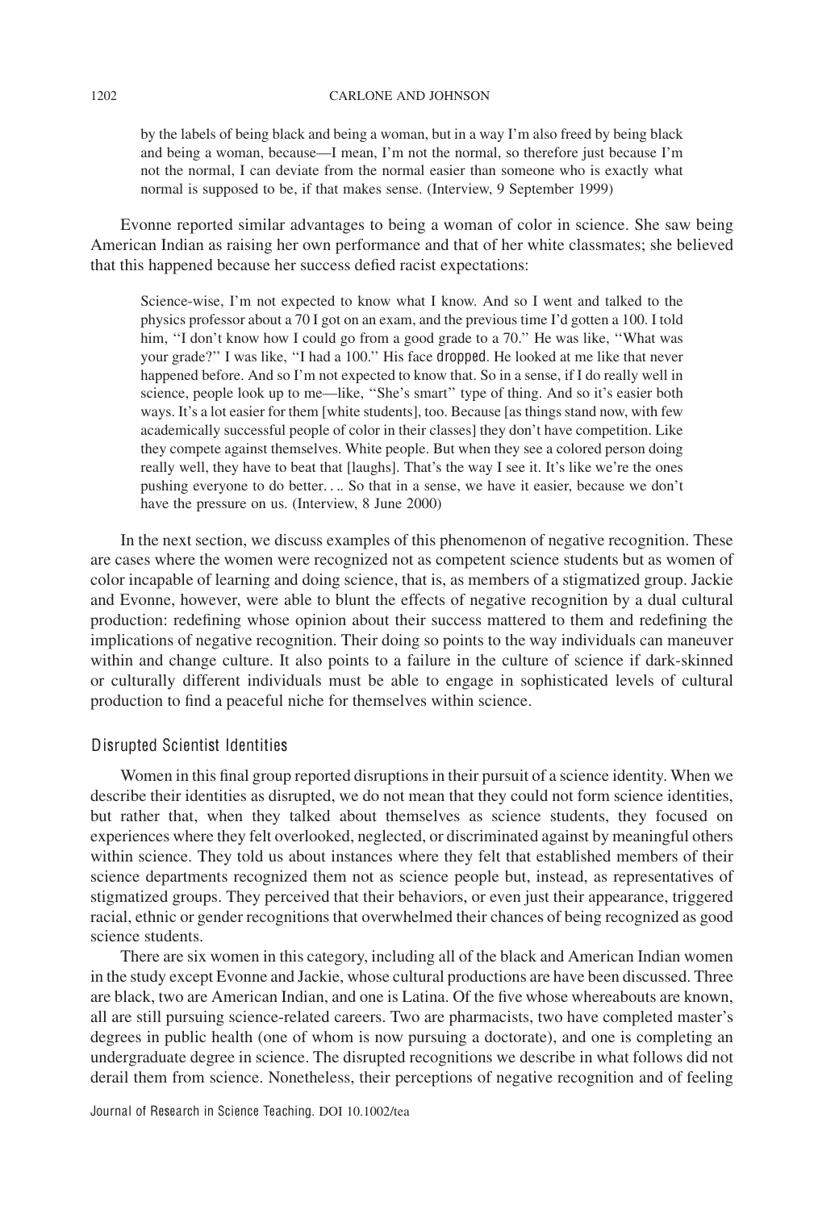> by the labels of being black and being a woman, but in a way I'm also freed by being black and being a woman, because—I mean, I'm not the normal, so therefore just because I'm not the normal, I can deviate from the normal easier than someone who is exactly what normal is supposed to be, if that makes sense. (Interview, 9 September 1999)

Evonne reported similar advantages to being a woman of color in science. She saw being American Indian as raising her own performance and that of her white classmates; she believed that this happened because her success defied racist expectations:

> Science-wise, I'm not expected to know what I know. And so I went and talked to the physics professor about a 70 I got on an exam, and the previous time I'd gotten a 100. I told him, "I don't know how I could go from a good grade to a 70." He was like, "What was your grade?" I was like, "I had a 100." His face dropped. He looked at me like that never happened before. And so I'm not expected to know that. So in a sense, if I do really well in science, people look up to me—like, "She's smart" type of thing. And so it's easier both ways. It's a lot easier for them [white students], too. Because [as things stand now, with few academically successful people of color in their classes] they don't have competition. Like they compete against themselves. White people. But when they see a colored person doing really well, they have to beat that [laughs]. That's the way I see it. It's like we're the ones pushing everyone to do better. . .. So that in a sense, we have it easier, because we don't have the pressure on us. (Interview, 8 June 2000)

In the next section, we discuss examples of this phenomenon of negative recognition. These are cases where the women were recognized not as competent science students but as women of color incapable of learning and doing science, that is, as members of a stigmatized group. Jackie and Evonne, however, were able to blunt the effects of negative recognition by a dual cultural production: redefining whose opinion about their success mattered to them and redefining the implications of negative recognition. Their doing so points to the way individuals can maneuver within and change culture. It also points to a failure in the culture of science if dark-skinned or culturally different individuals must be able to engage in sophisticated levels of cultural production to find a peaceful niche for themselves within science.

### Disrupted Scientist Identities

Women in this final group reported disruptions in their pursuit of a science identity. When we describe their identities as disrupted, we do not mean that they could not form science identities, but rather that, when they talked about themselves as science students, they focused on experiences where they felt overlooked, neglected, or discriminated against by meaningful others within science. They told us about instances where they felt that established members of their science departments recognized them not as science people but, instead, as representatives of stigmatized groups. They perceived that their behaviors, or even just their appearance, triggered racial, ethnic or gender recognitions that overwhelmed their chances of being recognized as good science students.

There are six women in this category, including all of the black and American Indian women in the study except Evonne and Jackie, whose cultural productions are have been discussed. Three are black, two are American Indian, and one is Latina. Of the five whose whereabouts are known, all are still pursuing science-related careers. Two are pharmacists, two have completed master's degrees in public health (one of whom is now pursuing a doctorate), and one is completing an undergraduate degree in science. The disrupted recognitions we describe in what follows did not derail them from science. Nonetheless, their perceptions of negative recognition and of feeling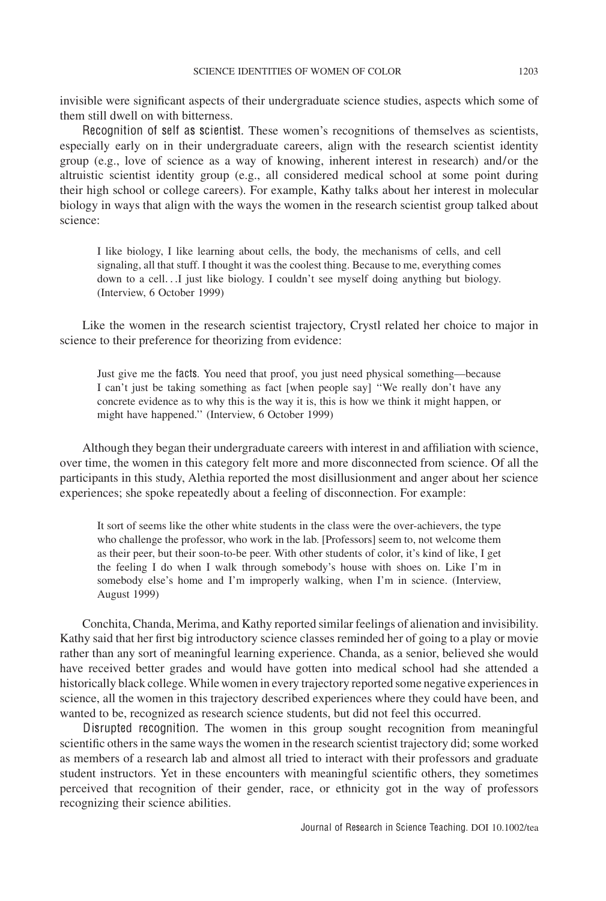invisible were significant aspects of their undergraduate science studies, aspects which some of them still dwell on with bitterness.

*Recognition of self as scientist.* These women's recognitions of themselves as scientists, especially early on in their undergraduate careers, align with the research scientist identity group (e.g., love of science as a way of knowing, inherent interest in research) and/or the altruistic scientist identity group (e.g., all considered medical school at some point during their high school or college careers). For example, Kathy talks about her interest in molecular biology in ways that align with the ways the women in the research scientist group talked about science:

> I like biology, I like learning about cells, the body, the mechanisms of cells, and cell signaling, all that stuff. I thought it was the coolest thing. Because to me, everything comes down to a cell. . .I just like biology. I couldn't see myself doing anything but biology. (Interview, 6 October 1999)

Like the women in the research scientist trajectory, Crystl related her choice to major in science to their preference for theorizing from evidence:

> Just give me the *facts*. You need that proof, you just need physical something—because I can't just be taking something as fact [when people say] ''We really don't have any concrete evidence as to why this is the way it is, this is how we think it might happen, or might have happened.'' (Interview, 6 October 1999)

Although they began their undergraduate careers with interest in and affiliation with science, over time, the women in this category felt more and more disconnected from science. Of all the participants in this study, Alethia reported the most disillusionment and anger about her science experiences; she spoke repeatedly about a feeling of disconnection. For example:

> It sort of seems like the other white students in the class were the over-achievers, the type who challenge the professor, who work in the lab. [Professors] seem to, not welcome them as their peer, but their soon-to-be peer. With other students of color, it's kind of like, I get the feeling I do when I walk through somebody's house with shoes on. Like I'm in somebody else's home and I'm improperly walking, when I'm in science. (Interview, August 1999)

Conchita, Chanda, Merima, and Kathy reported similar feelings of alienation and invisibility. Kathy said that her first big introductory science classes reminded her of going to a play or movie rather than any sort of meaningful learning experience. Chanda, as a senior, believed she would have received better grades and would have gotten into medical school had she attended a historically black college. While women in every trajectory reported some negative experiences in science, all the women in this trajectory described experiences where they could have been, and wanted to be, recognized as research science students, but did not feel this occurred.

*Disrupted recognition.* The women in this group sought recognition from meaningful scientific others in the same ways the women in the research scientist trajectory did; some worked as members of a research lab and almost all tried to interact with their professors and graduate student instructors. Yet in these encounters with meaningful scientific others, they sometimes perceived that recognition of their gender, race, or ethnicity got in the way of professors recognizing their science abilities.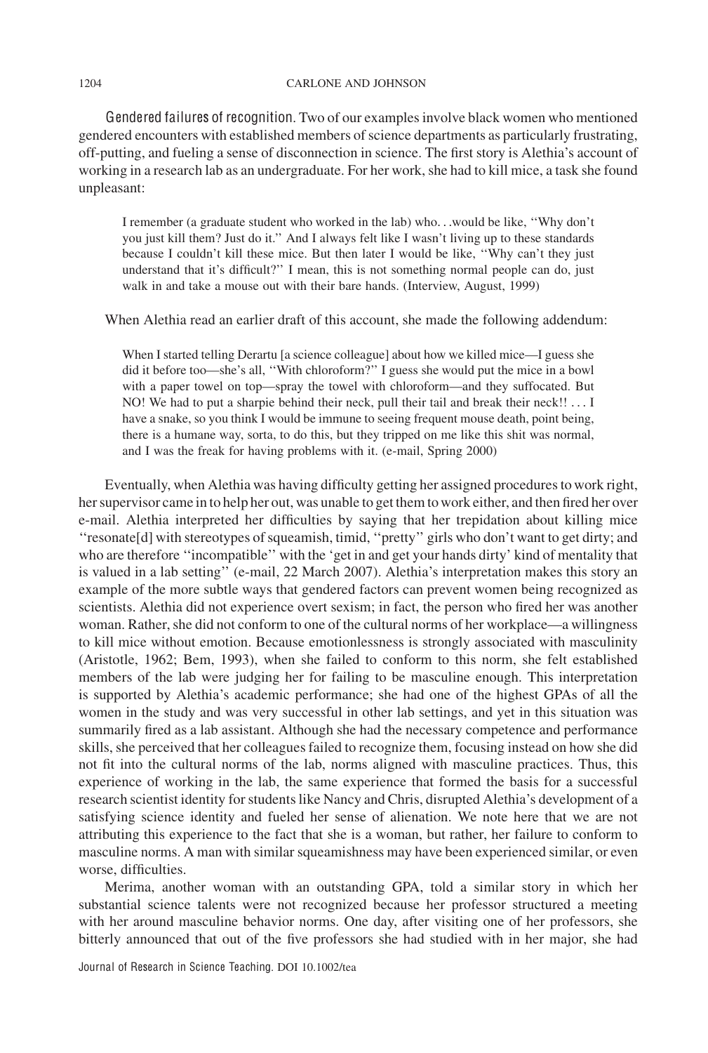*Gendered failures of recognition.* Two of our examples involve black women who mentioned gendered encounters with established members of science departments as particularly frustrating, off-putting, and fueling a sense of disconnection in science. The first story is Alethia's account of working in a research lab as an undergraduate. For her work, she had to kill mice, a task she found unpleasant:

> I remember (a graduate student who worked in the lab) who...would be like, ''Why don't you just kill them? Just do it.'' And I always felt like I wasn't living up to these standards because I couldn't kill these mice. But then later I would be like, ''Why can't they just understand that it's difficult?'' I mean, this is not something normal people can do, just walk in and take a mouse out with their bare hands. (Interview, August, 1999)

When Alethia read an earlier draft of this account, she made the following addendum:

> When I started telling Derartu [a science colleague] about how we killed mice—I guess she did it before too—she's all, ''With chloroform?'' I guess she would put the mice in a bowl with a paper towel on top—spray the towel with chloroform—and they suffocated. But NO! We had to put a sharpie behind their neck, pull their tail and break their neck!! ... I have a snake, so you think I would be immune to seeing frequent mouse death, point being, there is a humane way, sorta, to do this, but they tripped on me like this shit was normal, and I was the freak for having problems with it. (e-mail, Spring 2000)

Eventually, when Alethia was having difficulty getting her assigned procedures to work right, her supervisor came in to help her out, was unable to get them to work either, and then fired her over e-mail. Alethia interpreted her difficulties by saying that her trepidation about killing mice ''resonate[d] with stereotypes of squeamish, timid, ''pretty'' girls who don't want to get dirty; and who are therefore ''incompatible'' with the 'get in and get your hands dirty' kind of mentality that is valued in a lab setting'' (e-mail, 22 March 2007). Alethia's interpretation makes this story an example of the more subtle ways that gendered factors can prevent women being recognized as scientists. Alethia did not experience overt sexism; in fact, the person who fired her was another woman. Rather, she did not conform to one of the cultural norms of her workplace—a willingness to kill mice without emotion. Because emotionlessness is strongly associated with masculinity (Aristotle, 1962; Bem, 1993), when she failed to conform to this norm, she felt established members of the lab were judging her for failing to be masculine enough. This interpretation is supported by Alethia's academic performance; she had one of the highest GPAs of all the women in the study and was very successful in other lab settings, and yet in this situation was summarily fired as a lab assistant. Although she had the necessary competence and performance skills, she perceived that her colleagues failed to recognize them, focusing instead on how she did not fit into the cultural norms of the lab, norms aligned with masculine practices. Thus, this experience of working in the lab, the same experience that formed the basis for a successful research scientist identity for students like Nancy and Chris, disrupted Alethia's development of a satisfying science identity and fueled her sense of alienation. We note here that we are not attributing this experience to the fact that she is a woman, but rather, her failure to conform to masculine norms. A man with similar squeamishness may have been experienced similar, or even worse, difficulties.

Merima, another woman with an outstanding GPA, told a similar story in which her substantial science talents were not recognized because her professor structured a meeting with her around masculine behavior norms. One day, after visiting one of her professors, she bitterly announced that out of the five professors she had studied with in her major, she had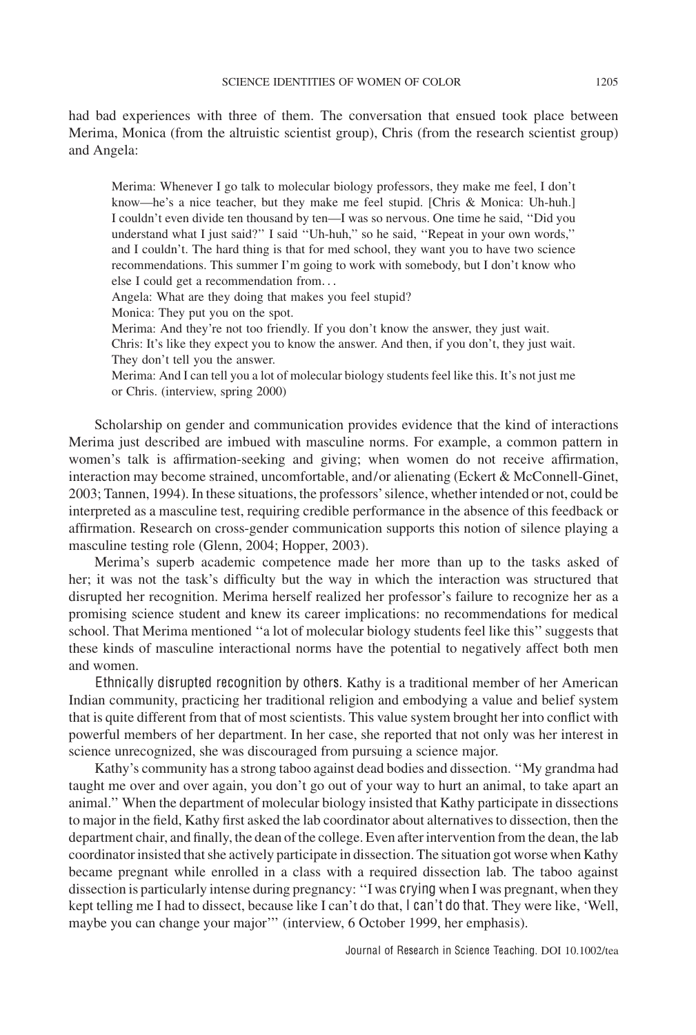had bad experiences with three of them. The conversation that ensued took place between Merima, Monica (from the altruistic scientist group), Chris (from the research scientist group) and Angela:

> Merima: Whenever I go talk to molecular biology professors, they make me feel, I don't know—he's a nice teacher, but they make me feel stupid. [Chris & Monica: Uh-huh.] I couldn't even divide ten thousand by ten—I was so nervous. One time he said, ''Did you understand what I just said?'' I said ''Uh-huh,'' so he said, ''Repeat in your own words,'' and I couldn't. The hard thing is that for med school, they want you to have two science recommendations. This summer I'm going to work with somebody, but I don't know who else I could get a recommendation from...
>
> Angela: What are they doing that makes you feel stupid?
>
> Monica: They put you on the spot.
>
> Merima: And they're not too friendly. If you don't know the answer, they just wait.
>
> Chris: It's like they expect you to know the answer. And then, if you don't, they just wait. They don't tell you the answer.
>
> Merima: And I can tell you a lot of molecular biology students feel like this. It's not just me or Chris. (interview, spring 2000)

Scholarship on gender and communication provides evidence that the kind of interactions Merima just described are imbued with masculine norms. For example, a common pattern in women's talk is affirmation-seeking and giving; when women do not receive affirmation, interaction may become strained, uncomfortable, and/or alienating (Eckert & McConnell-Ginet, 2003; Tannen, 1994). In these situations, the professors' silence, whether intended or not, could be interpreted as a masculine test, requiring credible performance in the absence of this feedback or affirmation. Research on cross-gender communication supports this notion of silence playing a masculine testing role (Glenn, 2004; Hopper, 2003).

Merima's superb academic competence made her more than up to the tasks asked of her; it was not the task's difficulty but the way in which the interaction was structured that disrupted her recognition. Merima herself realized her professor's failure to recognize her as a promising science student and knew its career implications: no recommendations for medical school. That Merima mentioned ''a lot of molecular biology students feel like this'' suggests that these kinds of masculine interactional norms have the potential to negatively affect both men and women.

*Ethnically disrupted recognition by others.* Kathy is a traditional member of her American Indian community, practicing her traditional religion and embodying a value and belief system that is quite different from that of most scientists. This value system brought her into conflict with powerful members of her department. In her case, she reported that not only was her interest in science unrecognized, she was discouraged from pursuing a science major.

Kathy's community has a strong taboo against dead bodies and dissection. ''My grandma had taught me over and over again, you don't go out of your way to hurt an animal, to take apart an animal.'' When the department of molecular biology insisted that Kathy participate in dissections to major in the field, Kathy first asked the lab coordinator about alternatives to dissection, then the department chair, and finally, the dean of the college. Even after intervention from the dean, the lab coordinator insisted that she actively participate in dissection. The situation got worse when Kathy became pregnant while enrolled in a class with a required dissection lab. The taboo against dissection is particularly intense during pregnancy: ''I was *crying* when I was pregnant, when they kept telling me I had to dissect, because like I can't do that, *I can't do that*. They were like, 'Well, maybe you can change your major''' (interview, 6 October 1999, her emphasis).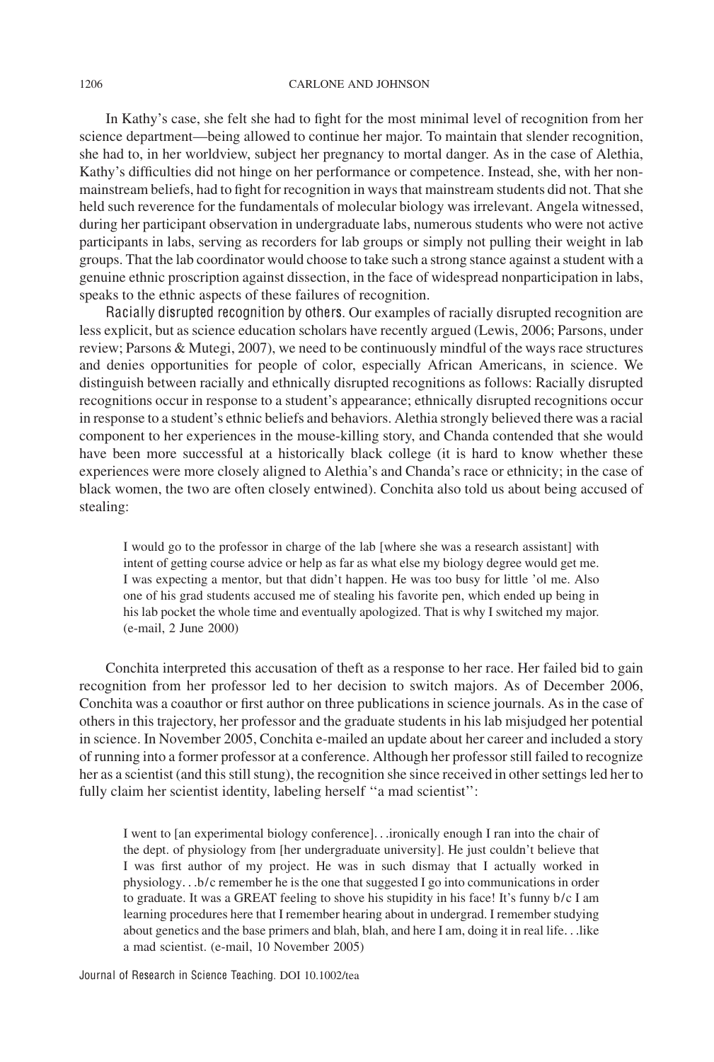In Kathy's case, she felt she had to fight for the most minimal level of recognition from her science department—being allowed to continue her major. To maintain that slender recognition, she had to, in her worldview, subject her pregnancy to mortal danger. As in the case of Alethia, Kathy's difficulties did not hinge on her performance or competence. Instead, she, with her non-mainstream beliefs, had to fight for recognition in ways that mainstream students did not. That she held such reverence for the fundamentals of molecular biology was irrelevant. Angela witnessed, during her participant observation in undergraduate labs, numerous students who were not active participants in labs, serving as recorders for lab groups or simply not pulling their weight in lab groups. That the lab coordinator would choose to take such a strong stance against a student with a genuine ethnic proscription against dissection, in the face of widespread nonparticipation in labs, speaks to the ethnic aspects of these failures of recognition.

*Racially disrupted recognition by others.* Our examples of racially disrupted recognition are less explicit, but as science education scholars have recently argued (Lewis, 2006; Parsons, under review; Parsons & Mutegi, 2007), we need to be continuously mindful of the ways race structures and denies opportunities for people of color, especially African Americans, in science. We distinguish between racially and ethnically disrupted recognitions as follows: Racially disrupted recognitions occur in response to a student's appearance; ethnically disrupted recognitions occur in response to a student's ethnic beliefs and behaviors. Alethia strongly believed there was a racial component to her experiences in the mouse-killing story, and Chanda contended that she would have been more successful at a historically black college (it is hard to know whether these experiences were more closely aligned to Alethia's and Chanda's race or ethnicity; in the case of black women, the two are often closely entwined). Conchita also told us about being accused of stealing:

> I would go to the professor in charge of the lab [where she was a research assistant] with intent of getting course advice or help as far as what else my biology degree would get me. I was expecting a mentor, but that didn't happen. He was too busy for little 'ol me. Also one of his grad students accused me of stealing his favorite pen, which ended up being in his lab pocket the whole time and eventually apologized. That is why I switched my major. (e-mail, 2 June 2000)

Conchita interpreted this accusation of theft as a response to her race. Her failed bid to gain recognition from her professor led to her decision to switch majors. As of December 2006, Conchita was a coauthor or first author on three publications in science journals. As in the case of others in this trajectory, her professor and the graduate students in his lab misjudged her potential in science. In November 2005, Conchita e-mailed an update about her career and included a story of running into a former professor at a conference. Although her professor still failed to recognize her as a scientist (and this still stung), the recognition she since received in other settings led her to fully claim her scientist identity, labeling herself ''a mad scientist'':

> I went to [an experimental biology conference]. . .ironically enough I ran into the chair of the dept. of physiology from [her undergraduate university]. He just couldn't believe that I was first author of my project. He was in such dismay that I actually worked in physiology. . .b/c remember he is the one that suggested I go into communications in order to graduate. It was a GREAT feeling to shove his stupidity in his face! It's funny b/c I am learning procedures here that I remember hearing about in undergrad. I remember studying about genetics and the base primers and blah, blah, and here I am, doing it in real life. . .like a mad scientist. (e-mail, 10 November 2005)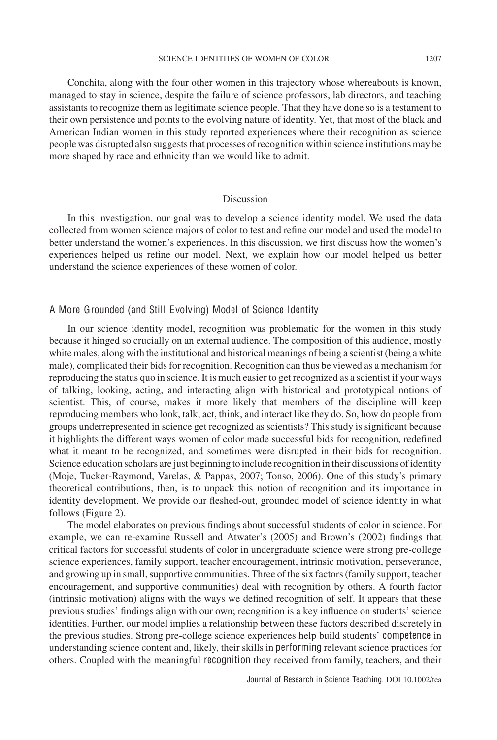Conchita, along with the four other women in this trajectory whose whereabouts is known, managed to stay in science, despite the failure of science professors, lab directors, and teaching assistants to recognize them as legitimate science people. That they have done so is a testament to their own persistence and points to the evolving nature of identity. Yet, that most of the black and American Indian women in this study reported experiences where their recognition as science people was disrupted also suggests that processes of recognition within science institutions may be more shaped by race and ethnicity than we would like to admit.

## Discussion

In this investigation, our goal was to develop a science identity model. We used the data collected from women science majors of color to test and refine our model and used the model to better understand the women's experiences. In this discussion, we first discuss how the women's experiences helped us refine our model. Next, we explain how our model helped us better understand the science experiences of these women of color.

### A More Grounded (and Still Evolving) Model of Science Identity

In our science identity model, recognition was problematic for the women in this study because it hinged so crucially on an external audience. The composition of this audience, mostly white males, along with the institutional and historical meanings of being a scientist (being a white male), complicated their bids for recognition. Recognition can thus be viewed as a mechanism for reproducing the status quo in science. It is much easier to get recognized as a scientist if your ways of talking, looking, acting, and interacting align with historical and prototypical notions of scientist. This, of course, makes it more likely that members of the discipline will keep reproducing members who look, talk, act, think, and interact like they do. So, how do people from groups underrepresented in science get recognized as scientists? This study is significant because it highlights the different ways women of color made successful bids for recognition, redefined what it meant to be recognized, and sometimes were disrupted in their bids for recognition. Science education scholars are just beginning to include recognition in their discussions of identity (Moje, Tucker-Raymond, Varelas, & Pappas, 2007; Tonso, 2006). One of this study's primary theoretical contributions, then, is to unpack this notion of recognition and its importance in identity development. We provide our fleshed-out, grounded model of science identity in what follows (Figure 2).

The model elaborates on previous findings about successful students of color in science. For example, we can re-examine Russell and Atwater's (2005) and Brown's (2002) findings that critical factors for successful students of color in undergraduate science were strong pre-college science experiences, family support, teacher encouragement, intrinsic motivation, perseverance, and growing up in small, supportive communities. Three of the six factors (family support, teacher encouragement, and supportive communities) deal with recognition by others. A fourth factor (intrinsic motivation) aligns with the ways we defined recognition of self. It appears that these previous studies' findings align with our own; recognition is a key influence on students' science identities. Further, our model implies a relationship between these factors described discretely in the previous studies. Strong pre-college science experiences help build students' competence in understanding science content and, likely, their skills in performing relevant science practices for others. Coupled with the meaningful recognition they received from family, teachers, and their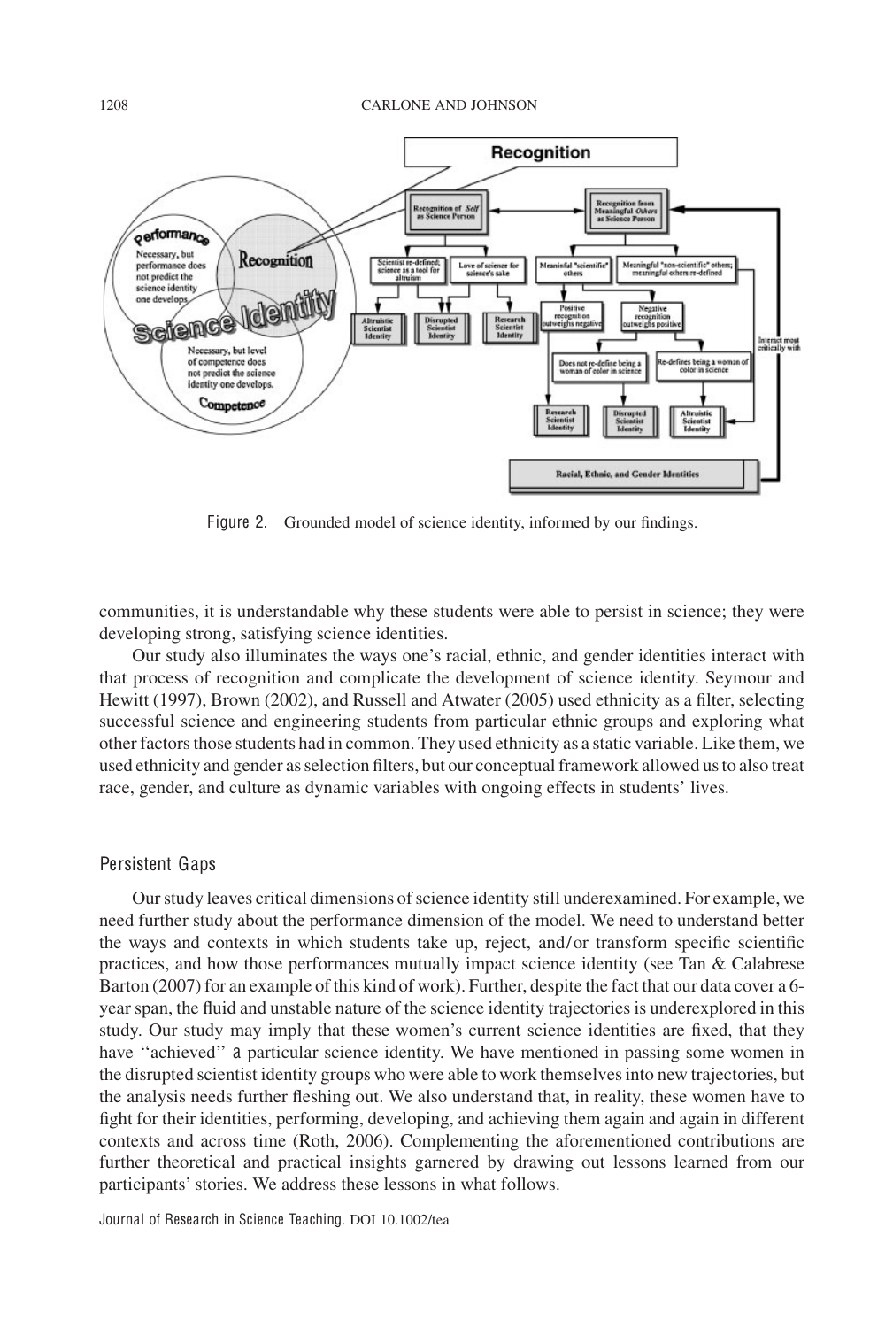Figure 2. Grounded model of science identity, informed by our findings.

communities, it is understandable why these students were able to persist in science; they were developing strong, satisfying science identities.

Our study also illuminates the ways one's racial, ethnic, and gender identities interact with that process of recognition and complicate the development of science identity. Seymour and Hewitt (1997), Brown (2002), and Russell and Atwater (2005) used ethnicity as a filter, selecting successful science and engineering students from particular ethnic groups and exploring what other factors those students had in common. They used ethnicity as a static variable. Like them, we used ethnicity and gender as selection filters, but our conceptual framework allowed us to also treat race, gender, and culture as dynamic variables with ongoing effects in students' lives.

## Persistent Gaps

Our study leaves critical dimensions of science identity still underexamined. For example, we need further study about the performance dimension of the model. We need to understand better the ways and contexts in which students take up, reject, and/or transform specific scientific practices, and how those performances mutually impact science identity (see Tan & Calabrese Barton (2007) for an example of this kind of work). Further, despite the fact that our data cover a 6-year span, the fluid and unstable nature of the science identity trajectories is underexplored in this study. Our study may imply that these women's current science identities are fixed, that they have ''achieved'' a particular science identity. We have mentioned in passing some women in the disrupted scientist identity groups who were able to work themselves into new trajectories, but the analysis needs further fleshing out. We also understand that, in reality, these women have to fight for their identities, performing, developing, and achieving them again and again in different contexts and across time (Roth, 2006). Complementing the aforementioned contributions are further theoretical and practical insights garnered by drawing out lessons learned from our participants' stories. We address these lessons in what follows.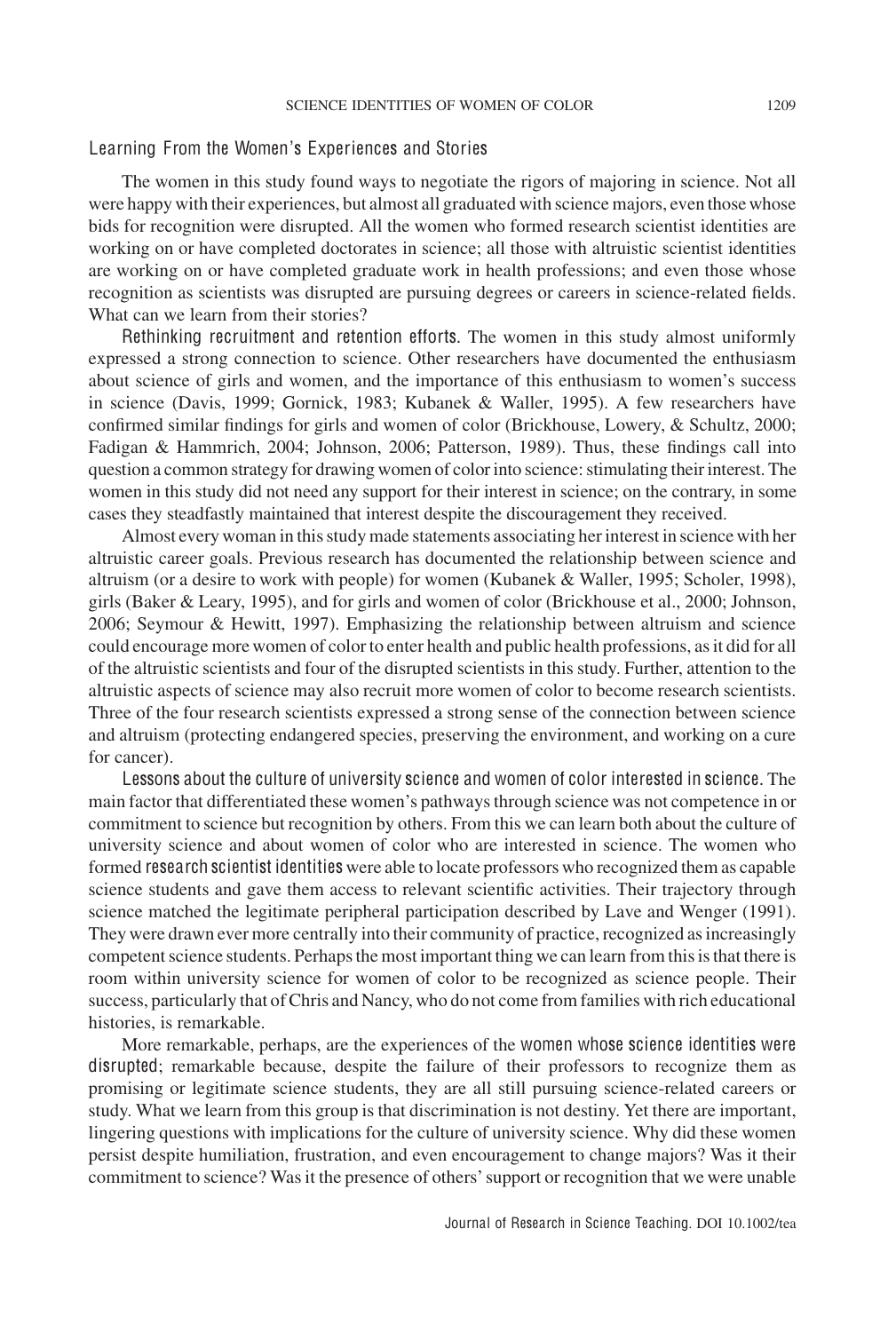### Learning From the Women's Experiences and Stories

The women in this study found ways to negotiate the rigors of majoring in science. Not all were happy with their experiences, but almost all graduated with science majors, even those whose bids for recognition were disrupted. All the women who formed research scientist identities are working on or have completed doctorates in science; all those with altruistic scientist identities are working on or have completed graduate work in health professions; and even those whose recognition as scientists was disrupted are pursuing degrees or careers in science-related fields. What can we learn from their stories?

*Rethinking recruitment and retention efforts.* The women in this study almost uniformly expressed a strong connection to science. Other researchers have documented the enthusiasm about science of girls and women, and the importance of this enthusiasm to women's success in science (Davis, 1999; Gornick, 1983; Kubanek & Waller, 1995). A few researchers have confirmed similar findings for girls and women of color (Brickhouse, Lowery, & Schultz, 2000; Fadigan & Hammrich, 2004; Johnson, 2006; Patterson, 1989). Thus, these findings call into question a common strategy for drawing women of color into science: stimulating their interest. The women in this study did not need any support for their interest in science; on the contrary, in some cases they steadfastly maintained that interest despite the discouragement they received.

Almost every woman in this study made statements associating her interest in science with her altruistic career goals. Previous research has documented the relationship between science and altruism (or a desire to work with people) for women (Kubanek & Waller, 1995; Scholer, 1998), girls (Baker & Leary, 1995), and for girls and women of color (Brickhouse et al., 2000; Johnson, 2006; Seymour & Hewitt, 1997). Emphasizing the relationship between altruism and science could encourage more women of color to enter health and public health professions, as it did for all of the altruistic scientists and four of the disrupted scientists in this study. Further, attention to the altruistic aspects of science may also recruit more women of color to become research scientists. Three of the four research scientists expressed a strong sense of the connection between science and altruism (protecting endangered species, preserving the environment, and working on a cure for cancer).

*Lessons about the culture of university science and women of color interested in science.* The main factor that differentiated these women's pathways through science was not competence in or commitment to science but recognition by others. From this we can learn both about the culture of university science and about women of color who are interested in science. The women who formed research scientist identities were able to locate professors who recognized them as capable science students and gave them access to relevant scientific activities. Their trajectory through science matched the legitimate peripheral participation described by Lave and Wenger (1991). They were drawn ever more centrally into their community of practice, recognized as increasingly competent science students. Perhaps the most important thing we can learn from this is that there is room within university science for women of color to be recognized as science people. Their success, particularly that of Chris and Nancy, who do not come from families with rich educational histories, is remarkable.

More remarkable, perhaps, are the experiences of the women whose science identities were disrupted; remarkable because, despite the failure of their professors to recognize them as promising or legitimate science students, they are all still pursuing science-related careers or study. What we learn from this group is that discrimination is not destiny. Yet there are important, lingering questions with implications for the culture of university science. Why did these women persist despite humiliation, frustration, and even encouragement to change majors? Was it their commitment to science? Was it the presence of others' support or recognition that we were unable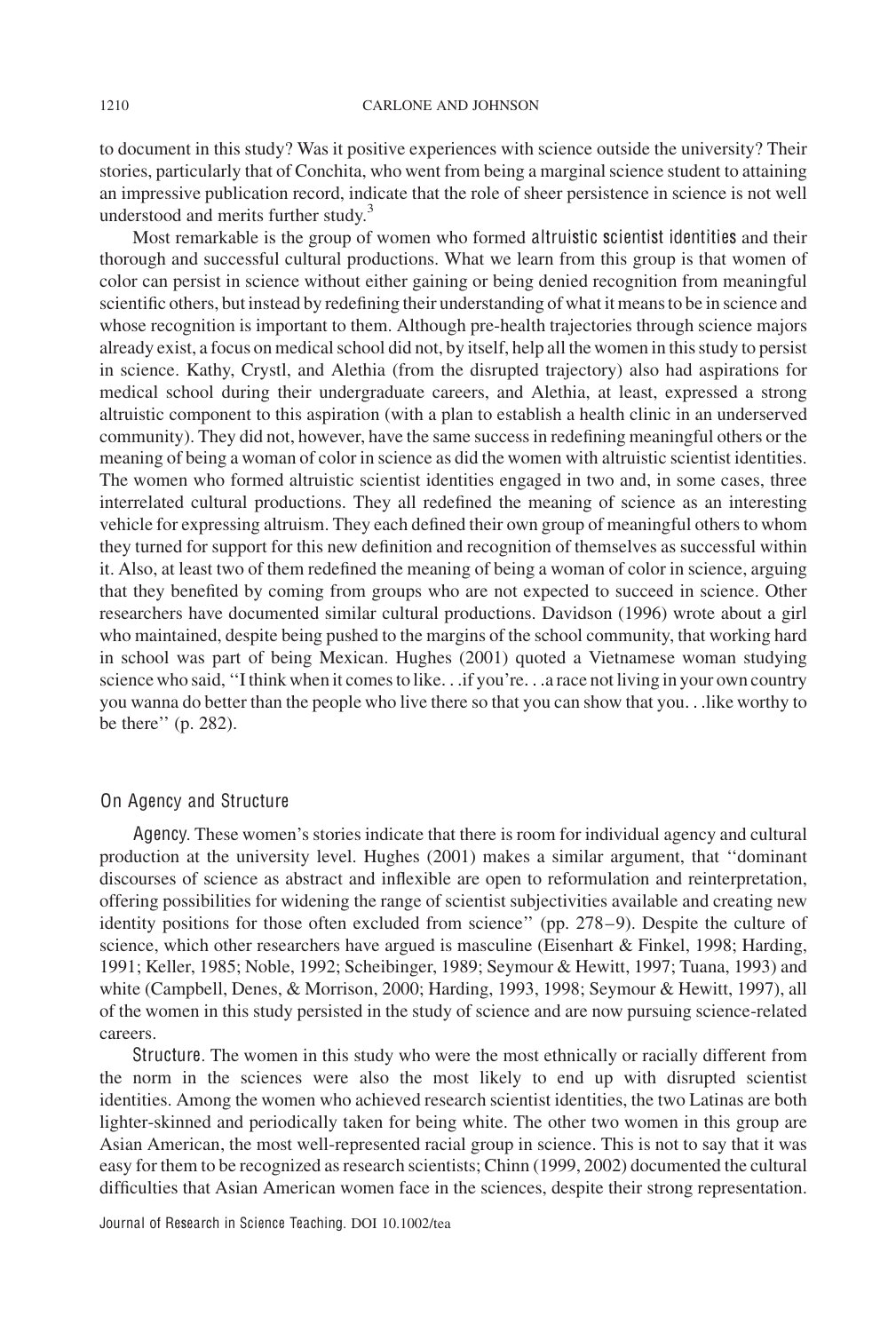to document in this study? Was it positive experiences with science outside the university? Their stories, particularly that of Conchita, who went from being a marginal science student to attaining an impressive publication record, indicate that the role of sheer persistence in science is not well understood and merits further study.[3]

Most remarkable is the group of women who formed **altruistic scientist identities** and their thorough and successful cultural productions. What we learn from this group is that women of color can persist in science without either gaining or being denied recognition from meaningful scientific others, but instead by redefining their understanding of what it means to be in science and whose recognition is important to them. Although pre-health trajectories through science majors already exist, a focus on medical school did not, by itself, help all the women in this study to persist in science. Kathy, Crystl, and Alethia (from the disrupted trajectory) also had aspirations for medical school during their undergraduate careers, and Alethia, at least, expressed a strong altruistic component to this aspiration (with a plan to establish a health clinic in an underserved community). They did not, however, have the same success in redefining meaningful others or the meaning of being a woman of color in science as did the women with altruistic scientist identities. The women who formed altruistic scientist identities engaged in two and, in some cases, three interrelated cultural productions. They all redefined the meaning of science as an interesting vehicle for expressing altruism. They each defined their own group of meaningful others to whom they turned for support for this new definition and recognition of themselves as successful within it. Also, at least two of them redefined the meaning of being a woman of color in science, arguing that they benefited by coming from groups who are not expected to succeed in science. Other researchers have documented similar cultural productions. Davidson (1996) wrote about a girl who maintained, despite being pushed to the margins of the school community, that working hard in school was part of being Mexican. Hughes (2001) quoted a Vietnamese woman studying science who said, ''I think when it comes to like. . .if you're. . .a race not living in your own country you wanna do better than the people who live there so that you can show that you. . .like worthy to be there'' (p. 282).

## On Agency and Structure

**Agency**. These women's stories indicate that there is room for individual agency and cultural production at the university level. Hughes (2001) makes a similar argument, that ''dominant discourses of science as abstract and inflexible are open to reformulation and reinterpretation, offering possibilities for widening the range of scientist subjectivities available and creating new identity positions for those often excluded from science'' (pp. 278–9). Despite the culture of science, which other researchers have argued is masculine (Eisenhart & Finkel, 1998; Harding, 1991; Keller, 1985; Noble, 1992; Scheibinger, 1989; Seymour & Hewitt, 1997; Tuana, 1993) and white (Campbell, Denes, & Morrison, 2000; Harding, 1993, 1998; Seymour & Hewitt, 1997), all of the women in this study persisted in the study of science and are now pursuing science-related careers.

**Structure**. The women in this study who were the most ethnically or racially different from the norm in the sciences were also the most likely to end up with disrupted scientist identities. Among the women who achieved research scientist identities, the two Latinas are both lighter-skinned and periodically taken for being white. The other two women in this group are Asian American, the most well-represented racial group in science. This is not to say that it was easy for them to be recognized as research scientists; Chinn (1999, 2002) documented the cultural difficulties that Asian American women face in the sciences, despite their strong representation.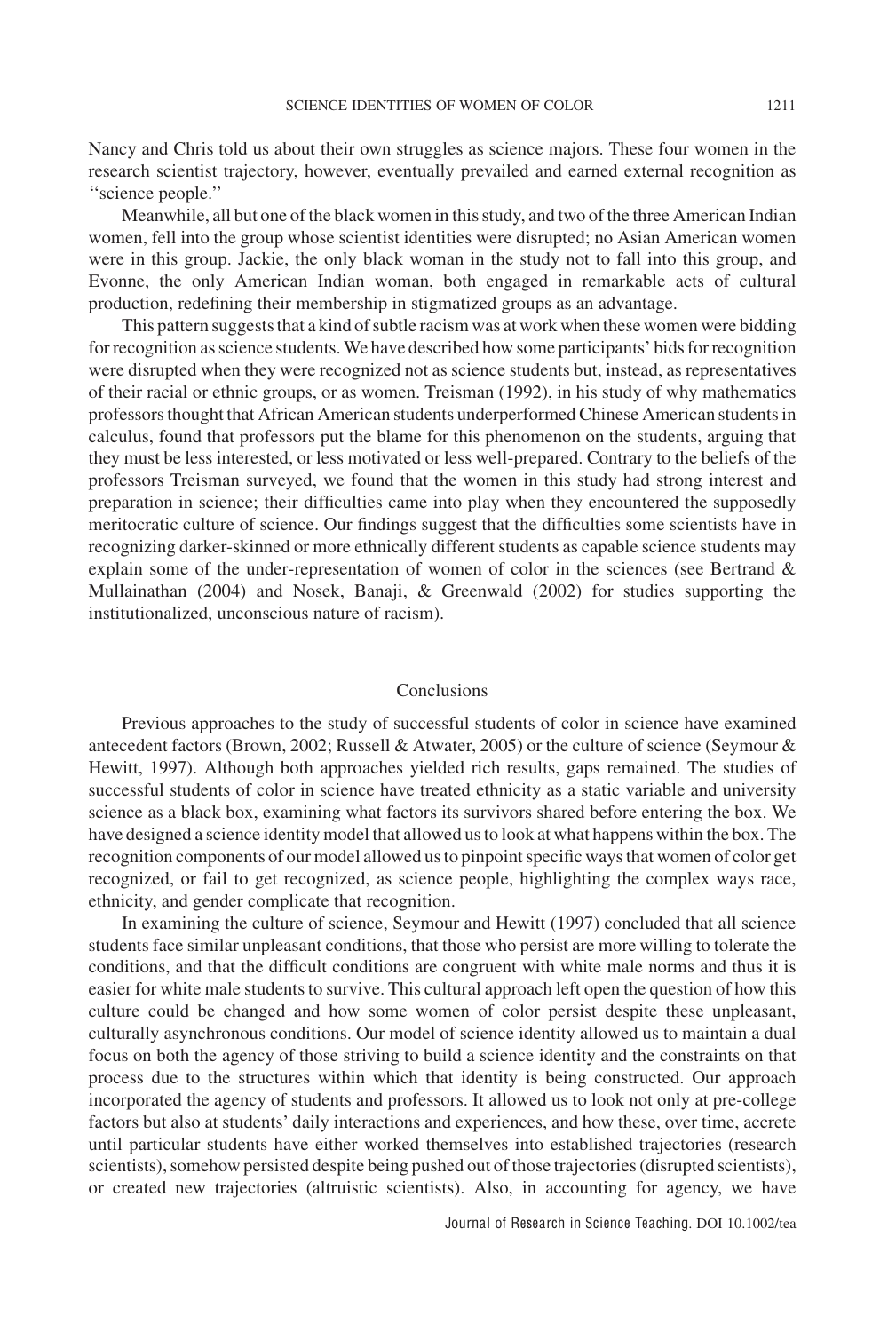Nancy and Chris told us about their own struggles as science majors. These four women in the research scientist trajectory, however, eventually prevailed and earned external recognition as "science people."

Meanwhile, all but one of the black women in this study, and two of the three American Indian women, fell into the group whose scientist identities were disrupted; no Asian American women were in this group. Jackie, the only black woman in the study not to fall into this group, and Evonne, the only American Indian woman, both engaged in remarkable acts of cultural production, redefining their membership in stigmatized groups as an advantage.

This pattern suggests that a kind of subtle racism was at work when these women were bidding for recognition as science students. We have described how some participants' bids for recognition were disrupted when they were recognized not as science students but, instead, as representatives of their racial or ethnic groups, or as women. Treisman (1992), in his study of why mathematics professors thought that African American students underperformed Chinese American students in calculus, found that professors put the blame for this phenomenon on the students, arguing that they must be less interested, or less motivated or less well-prepared. Contrary to the beliefs of the professors Treisman surveyed, we found that the women in this study had strong interest and preparation in science; their difficulties came into play when they encountered the supposedly meritocratic culture of science. Our findings suggest that the difficulties some scientists have in recognizing darker-skinned or more ethnically different students as capable science students may explain some of the under-representation of women of color in the sciences (see Bertrand & Mullainathan (2004) and Nosek, Banaji, & Greenwald (2002) for studies supporting the institutionalized, unconscious nature of racism).

## Conclusions

Previous approaches to the study of successful students of color in science have examined antecedent factors (Brown, 2002; Russell & Atwater, 2005) or the culture of science (Seymour & Hewitt, 1997). Although both approaches yielded rich results, gaps remained. The studies of successful students of color in science have treated ethnicity as a static variable and university science as a black box, examining what factors its survivors shared before entering the box. We have designed a science identity model that allowed us to look at what happens within the box. The recognition components of our model allowed us to pinpoint specific ways that women of color get recognized, or fail to get recognized, as science people, highlighting the complex ways race, ethnicity, and gender complicate that recognition.

In examining the culture of science, Seymour and Hewitt (1997) concluded that all science students face similar unpleasant conditions, that those who persist are more willing to tolerate the conditions, and that the difficult conditions are congruent with white male norms and thus it is easier for white male students to survive. This cultural approach left open the question of how this culture could be changed and how some women of color persist despite these unpleasant, culturally asynchronous conditions. Our model of science identity allowed us to maintain a dual focus on both the agency of those striving to build a science identity and the constraints on that process due to the structures within which that identity is being constructed. Our approach incorporated the agency of students and professors. It allowed us to look not only at pre-college factors but also at students' daily interactions and experiences, and how these, over time, accrete until particular students have either worked themselves into established trajectories (research scientists), somehow persisted despite being pushed out of those trajectories (disrupted scientists), or created new trajectories (altruistic scientists). Also, in accounting for agency, we have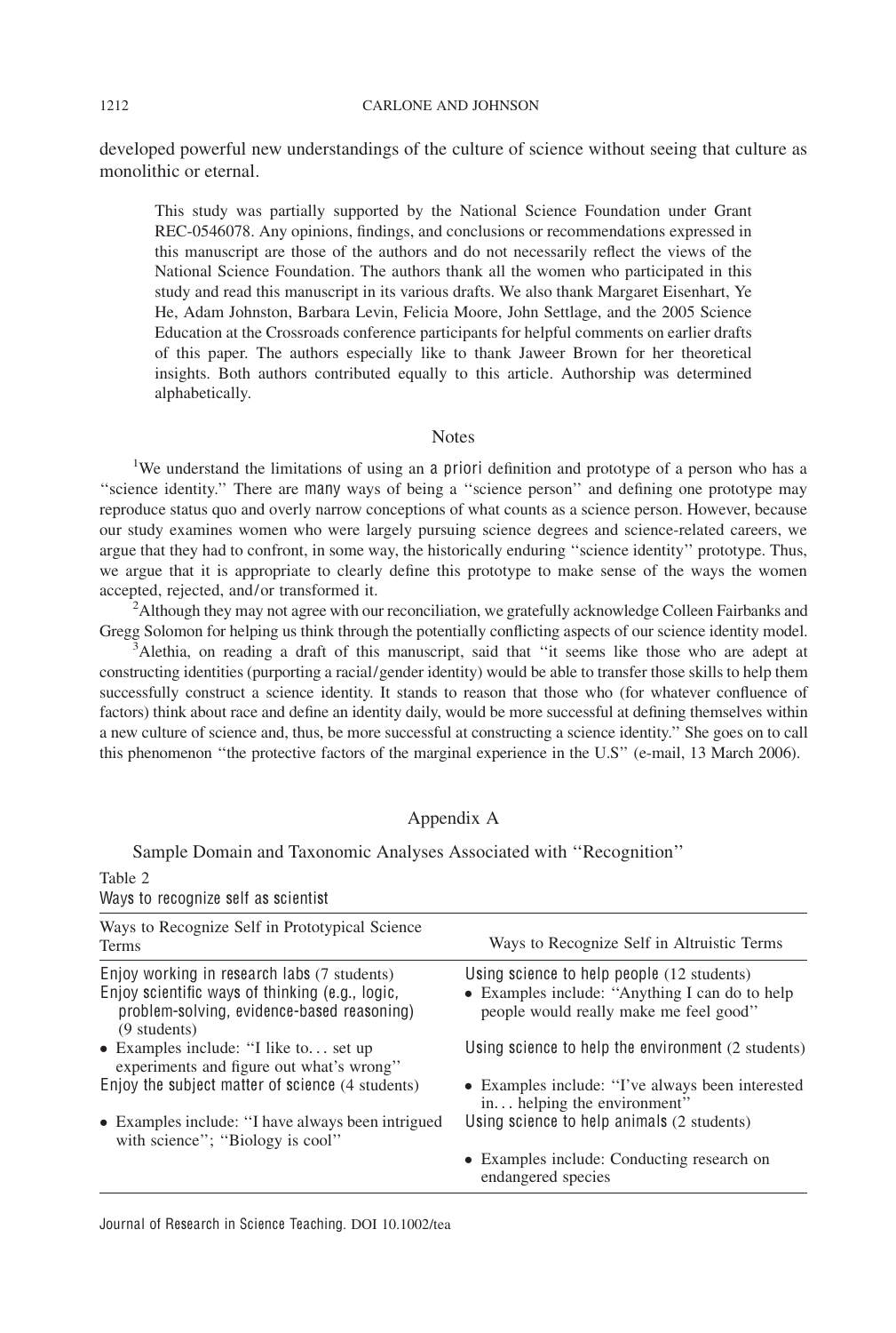developed powerful new understandings of the culture of science without seeing that culture as monolithic or eternal.

This study was partially supported by the National Science Foundation under Grant REC-0546078. Any opinions, findings, and conclusions or recommendations expressed in this manuscript are those of the authors and do not necessarily reflect the views of the National Science Foundation. The authors thank all the women who participated in this study and read this manuscript in its various drafts. We also thank Margaret Eisenhart, Ye He, Adam Johnston, Barbara Levin, Felicia Moore, John Settlage, and the 2005 Science Education at the Crossroads conference participants for helpful comments on earlier drafts of this paper. The authors especially like to thank Jaweer Brown for her theoretical insights. Both authors contributed equally to this article. Authorship was determined alphabetically.

## Notes

[1]We understand the limitations of using an *a priori* definition and prototype of a person who has a "science identity." There are *many* ways of being a "science person" and defining one prototype may reproduce status quo and overly narrow conceptions of what counts as a science person. However, because our study examines women who were largely pursuing science degrees and science-related careers, we argue that they had to confront, in some way, the historically enduring "science identity" prototype. Thus, we argue that it is appropriate to clearly define this prototype to make sense of the ways the women accepted, rejected, and/or transformed it.

[2]Although they may not agree with our reconciliation, we gratefully acknowledge Colleen Fairbanks and Gregg Solomon for helping us think through the potentially conflicting aspects of our science identity model.

[3]Alethia, on reading a draft of this manuscript, said that "it seems like those who are adept at constructing identities (purporting a racial/gender identity) would be able to transfer those skills to help them successfully construct a science identity. It stands to reason that those who (for whatever confluence of factors) think about race and define an identity daily, would be more successful at defining themselves within a new culture of science and, thus, be more successful at constructing a science identity." She goes on to call this phenomenon "the protective factors of the marginal experience in the U.S" (e-mail, 13 March 2006).

## Appendix A

Sample Domain and Taxonomic Analyses Associated with "Recognition"

Table 2
*Ways to recognize self as scientist*

| Ways to Recognize Self in Prototypical Science Terms | Ways to Recognize Self in Altruistic Terms |
|---|---|
| *Enjoy working in research labs* (7 students) | *Using science to help people* (12 students) |
| *Enjoy scientific ways of thinking (e.g., logic, problem-solving, evidence-based reasoning)* (9 students) | • Examples include: "Anything I can do to help people would really make me feel good" |
| • Examples include: "I like to... set up experiments and figure out what's wrong" | *Using science to help the environment* (2 students) |
| *Enjoy the subject matter of science* (4 students) | • Examples include: "I've always been interested in... helping the environment" |
| • Examples include: "I have always been intrigued with science"; "Biology is cool" | *Using science to help animals* (2 students) |
| | • Examples include: Conducting research on endangered species |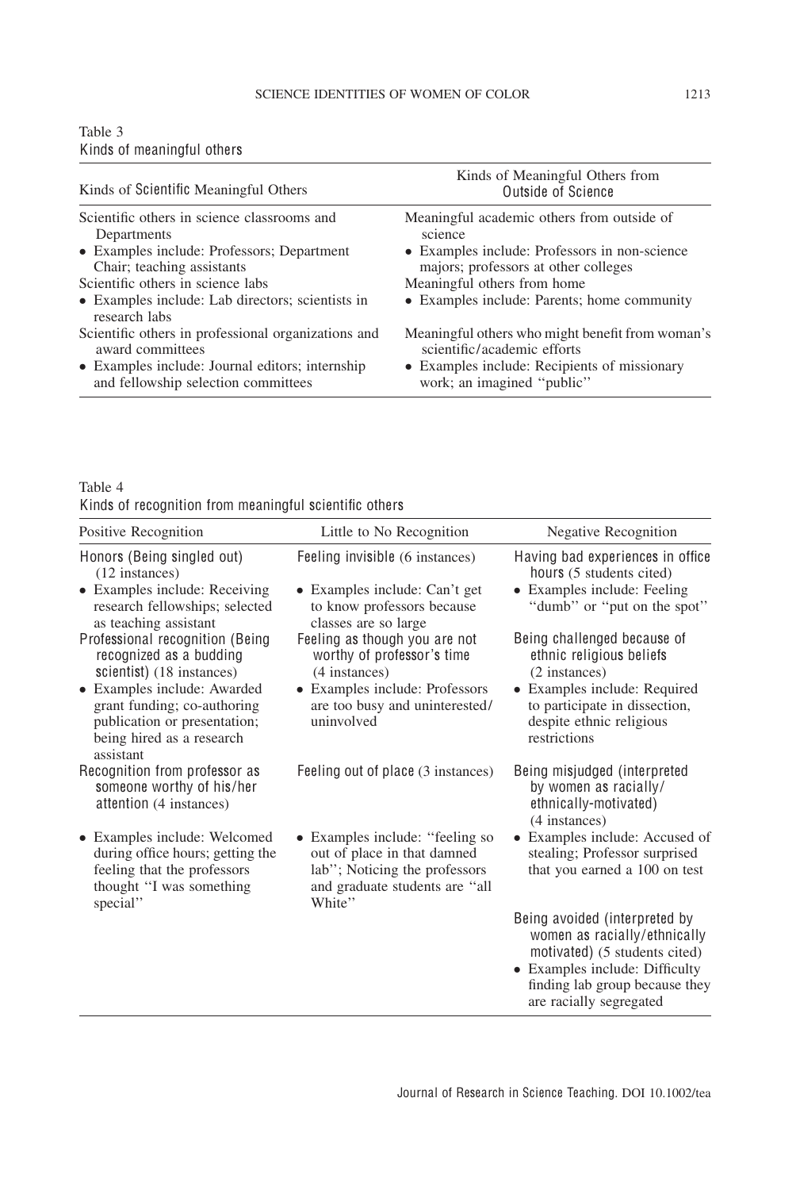Table 3
Kinds of meaningful others

| Kinds of Scientific Meaningful Others | Kinds of Meaningful Others from Outside of Science |
|---|---|
| Scientific others in science classrooms and Departments<br>• Examples include: Professors; Department Chair; teaching assistants | Meaningful academic others from outside of science<br>• Examples include: Professors in non-science majors; professors at other colleges |
| Scientific others in science labs<br>• Examples include: Lab directors; scientists in research labs | Meaningful others from home<br>• Examples include: Parents; home community |
| Scientific others in professional organizations and award committees<br>• Examples include: Journal editors; internship and fellowship selection committees | Meaningful others who might benefit from woman's scientific/academic efforts<br>• Examples include: Recipients of missionary work; an imagined "public" |

Table 4
Kinds of recognition from meaningful scientific others

| Positive Recognition | Little to No Recognition | Negative Recognition |
|---|---|---|
| Honors (Being singled out) (12 instances)<br>• Examples include: Receiving research fellowships; selected as teaching assistant | Feeling invisible (6 instances)<br>• Examples include: Can't get to know professors because classes are so large | Having bad experiences in office hours (5 students cited)<br>• Examples include: Feeling "dumb" or "put on the spot" |
| Professional recognition (Being recognized as a budding scientist) (18 instances)<br>• Examples include: Awarded grant funding; co-authoring publication or presentation; being hired as a research assistant | Feeling as though you are not worthy of professor's time (4 instances)<br>• Examples include: Professors are too busy and uninterested/uninvolved | Being challenged because of ethnic religious beliefs (2 instances)<br>• Examples include: Required to participate in dissection, despite ethnic religious restrictions |
| Recognition from professor as someone worthy of his/her attention (4 instances)<br>• Examples include: Welcomed during office hours; getting the feeling that the professors thought "I was something special" | Feeling out of place (3 instances)<br>• Examples include: "feeling so out of place in that damned lab"; Noticing the professors and graduate students are "all White" | Being misjudged (interpreted by women as racially/ethnically-motivated) (4 instances)<br>• Examples include: Accused of stealing; Professor surprised that you earned a 100 on test |
| | | Being avoided (interpreted by women as racially/ethnically motivated) (5 students cited)<br>• Examples include: Difficulty finding lab group because they are racially segregated |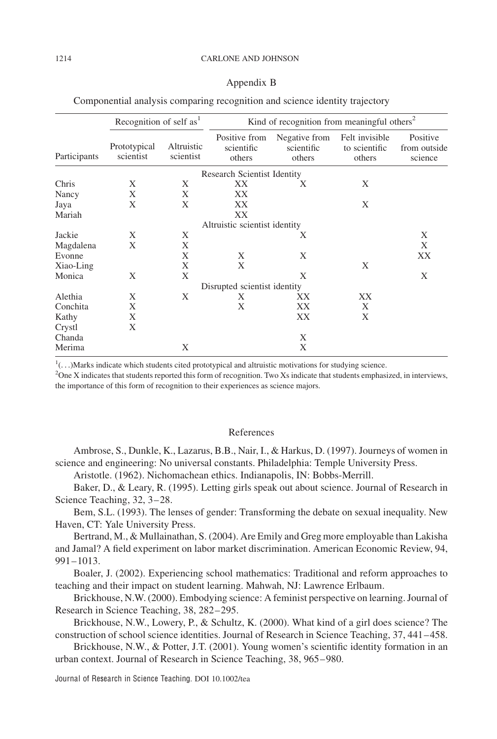## Appendix B

Componential analysis comparing recognition and science identity trajectory

| Participants | Recognition of self as[1] | | Kind of recognition from meaningful others[2] | | | |
|---|---|---|---|---|---|---|
| | Prototypical scientist | Altruistic scientist | Positive from scientific others | Negative from scientific others | Felt invisible to scientific others | Positive from outside science |
| | | | Research Scientist Identity | | | |
| Chris | X | X | XX | X | X | |
| Nancy | X | X | XX | | | |
| Jaya | X | X | XX | | X | |
| Mariah | | | XX | | | |
| | | | Altruistic scientist identity | | | |
| Jackie | X | X | | X | | X |
| Magdalena | X | X | | | | X |
| Evonne | | X | X | X | | XX |
| Xiao-Ling | | X | X | | X | |
| Monica | X | X | | X | | X |
| | | | Disrupted scientist identity | | | |
| Alethia | X | X | X | XX | XX | |
| Conchita | X | | X | XX | X | |
| Kathy | X | | | XX | X | |
| Crystl | X | | | | | |
| Chanda | | | | X | | |
| Merima | | X | | X | | |

[1](. . .)Marks indicate which students cited prototypical and altruistic motivations for studying science.
[2]One X indicates that students reported this form of recognition. Two Xs indicate that students emphasized, in interviews, the importance of this form of recognition to their experiences as science majors.

## References

Ambrose, S., Dunkle, K., Lazarus, B.B., Nair, I., & Harkus, D. (1997). Journeys of women in science and engineering: No universal constants. Philadelphia: Temple University Press.

Aristotle. (1962). Nichomachean ethics. Indianapolis, IN: Bobbs-Merrill.

Baker, D., & Leary, R. (1995). Letting girls speak out about science. Journal of Research in Science Teaching, 32, 3–28.

Bem, S.L. (1993). The lenses of gender: Transforming the debate on sexual inequality. New Haven, CT: Yale University Press.

Bertrand, M., & Mullainathan, S. (2004). Are Emily and Greg more employable than Lakisha and Jamal? A field experiment on labor market discrimination. American Economic Review, 94, 991–1013.

Boaler, J. (2002). Experiencing school mathematics: Traditional and reform approaches to teaching and their impact on student learning. Mahwah, NJ: Lawrence Erlbaum.

Brickhouse, N.W. (2000). Embodying science: A feminist perspective on learning. Journal of Research in Science Teaching, 38, 282–295.

Brickhouse, N.W., Lowery, P., & Schultz, K. (2000). What kind of a girl does science? The construction of school science identities. Journal of Research in Science Teaching, 37, 441–458.

Brickhouse, N.W., & Potter, J.T. (2001). Young women's scientific identity formation in an urban context. Journal of Research in Science Teaching, 38, 965–980.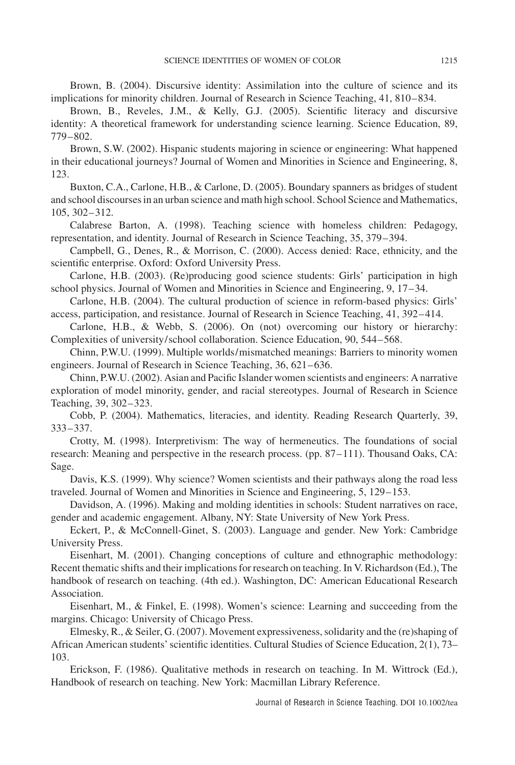Brown, B. (2004). Discursive identity: Assimilation into the culture of science and its implications for minority children. Journal of Research in Science Teaching, 41, 810–834.

Brown, B., Reveles, J.M., & Kelly, G.J. (2005). Scientific literacy and discursive identity: A theoretical framework for understanding science learning. Science Education, 89, 779–802.

Brown, S.W. (2002). Hispanic students majoring in science or engineering: What happened in their educational journeys? Journal of Women and Minorities in Science and Engineering, 8, 123.

Buxton, C.A., Carlone, H.B., & Carlone, D. (2005). Boundary spanners as bridges of student and school discourses in an urban science and math high school. School Science and Mathematics, 105, 302–312.

Calabrese Barton, A. (1998). Teaching science with homeless children: Pedagogy, representation, and identity. Journal of Research in Science Teaching, 35, 379–394.

Campbell, G., Denes, R., & Morrison, C. (2000). Access denied: Race, ethnicity, and the scientific enterprise. Oxford: Oxford University Press.

Carlone, H.B. (2003). (Re)producing good science students: Girls' participation in high school physics. Journal of Women and Minorities in Science and Engineering, 9, 17–34.

Carlone, H.B. (2004). The cultural production of science in reform-based physics: Girls' access, participation, and resistance. Journal of Research in Science Teaching, 41, 392–414.

Carlone, H.B., & Webb, S. (2006). On (not) overcoming our history or hierarchy: Complexities of university/school collaboration. Science Education, 90, 544–568.

Chinn, P.W.U. (1999). Multiple worlds/mismatched meanings: Barriers to minority women engineers. Journal of Research in Science Teaching, 36, 621–636.

Chinn, P.W.U. (2002). Asian and Pacific Islander women scientists and engineers: A narrative exploration of model minority, gender, and racial stereotypes. Journal of Research in Science Teaching, 39, 302–323.

Cobb, P. (2004). Mathematics, literacies, and identity. Reading Research Quarterly, 39, 333–337.

Crotty, M. (1998). Interpretivism: The way of hermeneutics. The foundations of social research: Meaning and perspective in the research process. (pp. 87–111). Thousand Oaks, CA: Sage.

Davis, K.S. (1999). Why science? Women scientists and their pathways along the road less traveled. Journal of Women and Minorities in Science and Engineering, 5, 129–153.

Davidson, A. (1996). Making and molding identities in schools: Student narratives on race, gender and academic engagement. Albany, NY: State University of New York Press.

Eckert, P., & McConnell-Ginet, S. (2003). Language and gender. New York: Cambridge University Press.

Eisenhart, M. (2001). Changing conceptions of culture and ethnographic methodology: Recent thematic shifts and their implications for research on teaching. In V. Richardson (Ed.), The handbook of research on teaching. (4th ed.). Washington, DC: American Educational Research Association.

Eisenhart, M., & Finkel, E. (1998). Women's science: Learning and succeeding from the margins. Chicago: University of Chicago Press.

Elmesky, R., & Seiler, G. (2007). Movement expressiveness, solidarity and the (re)shaping of African American students' scientific identities. Cultural Studies of Science Education, 2(1), 73–103.

Erickson, F. (1986). Qualitative methods in research on teaching. In M. Wittrock (Ed.), Handbook of research on teaching. New York: Macmillan Library Reference.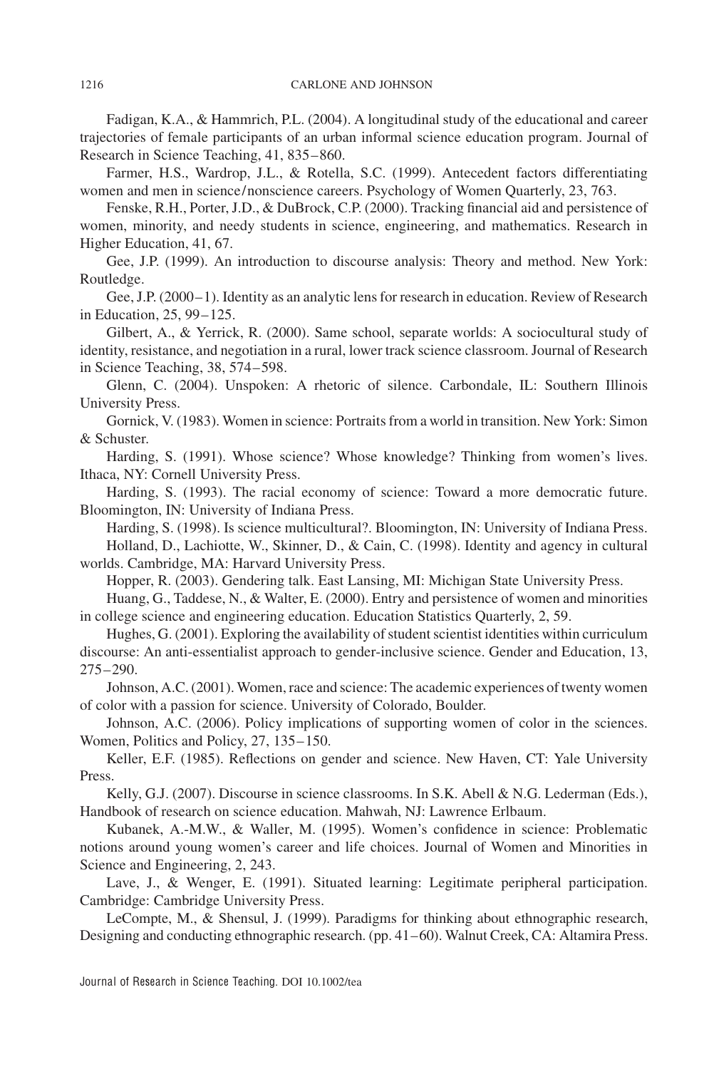Fadigan, K.A., & Hammrich, P.L. (2004). A longitudinal study of the educational and career trajectories of female participants of an urban informal science education program. Journal of Research in Science Teaching, 41, 835–860.

Farmer, H.S., Wardrop, J.L., & Rotella, S.C. (1999). Antecedent factors differentiating women and men in science/nonscience careers. Psychology of Women Quarterly, 23, 763.

Fenske, R.H., Porter, J.D., & DuBrock, C.P. (2000). Tracking financial aid and persistence of women, minority, and needy students in science, engineering, and mathematics. Research in Higher Education, 41, 67.

Gee, J.P. (1999). An introduction to discourse analysis: Theory and method. New York: Routledge.

Gee, J.P. (2000–1). Identity as an analytic lens for research in education. Review of Research in Education, 25, 99–125.

Gilbert, A., & Yerrick, R. (2000). Same school, separate worlds: A sociocultural study of identity, resistance, and negotiation in a rural, lower track science classroom. Journal of Research in Science Teaching, 38, 574–598.

Glenn, C. (2004). Unspoken: A rhetoric of silence. Carbondale, IL: Southern Illinois University Press.

Gornick, V. (1983). Women in science: Portraits from a world in transition. New York: Simon & Schuster.

Harding, S. (1991). Whose science? Whose knowledge? Thinking from women's lives. Ithaca, NY: Cornell University Press.

Harding, S. (1993). The racial economy of science: Toward a more democratic future. Bloomington, IN: University of Indiana Press.

Harding, S. (1998). Is science multicultural?. Bloomington, IN: University of Indiana Press.

Holland, D., Lachiotte, W., Skinner, D., & Cain, C. (1998). Identity and agency in cultural worlds. Cambridge, MA: Harvard University Press.

Hopper, R. (2003). Gendering talk. East Lansing, MI: Michigan State University Press.

Huang, G., Taddese, N., & Walter, E. (2000). Entry and persistence of women and minorities in college science and engineering education. Education Statistics Quarterly, 2, 59.

Hughes, G. (2001). Exploring the availability of student scientist identities within curriculum discourse: An anti-essentialist approach to gender-inclusive science. Gender and Education, 13, 275–290.

Johnson, A.C. (2001). Women, race and science: The academic experiences of twenty women of color with a passion for science. University of Colorado, Boulder.

Johnson, A.C. (2006). Policy implications of supporting women of color in the sciences. Women, Politics and Policy, 27, 135–150.

Keller, E.F. (1985). Reflections on gender and science. New Haven, CT: Yale University Press.

Kelly, G.J. (2007). Discourse in science classrooms. In S.K. Abell & N.G. Lederman (Eds.), Handbook of research on science education. Mahwah, NJ: Lawrence Erlbaum.

Kubanek, A.-M.W., & Waller, M. (1995). Women's confidence in science: Problematic notions around young women's career and life choices. Journal of Women and Minorities in Science and Engineering, 2, 243.

Lave, J., & Wenger, E. (1991). Situated learning: Legitimate peripheral participation. Cambridge: Cambridge University Press.

LeCompte, M., & Shensul, J. (1999). Paradigms for thinking about ethnographic research, Designing and conducting ethnographic research. (pp. 41–60). Walnut Creek, CA: Altamira Press.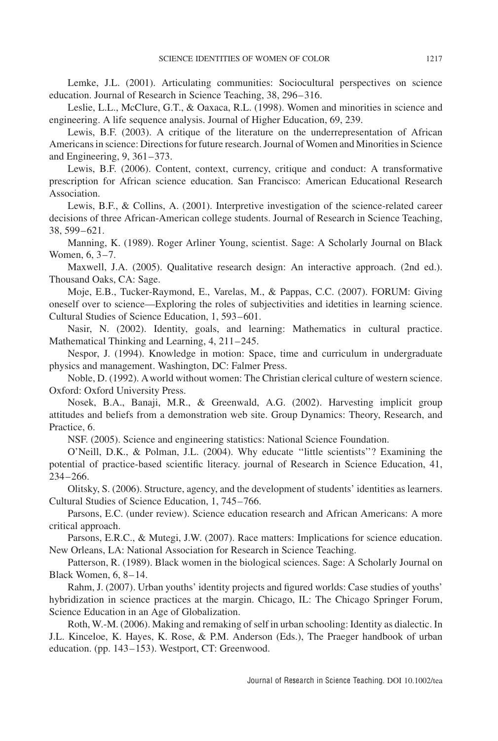Lemke, J.L. (2001). Articulating communities: Sociocultural perspectives on science education. Journal of Research in Science Teaching, 38, 296–316.

Leslie, L.L., McClure, G.T., & Oaxaca, R.L. (1998). Women and minorities in science and engineering. A life sequence analysis. Journal of Higher Education, 69, 239.

Lewis, B.F. (2003). A critique of the literature on the underrepresentation of African Americans in science: Directions for future research. Journal of Women and Minorities in Science and Engineering, 9, 361–373.

Lewis, B.F. (2006). Content, context, currency, critique and conduct: A transformative prescription for African science education. San Francisco: American Educational Research Association.

Lewis, B.F., & Collins, A. (2001). Interpretive investigation of the science-related career decisions of three African-American college students. Journal of Research in Science Teaching, 38, 599–621.

Manning, K. (1989). Roger Arliner Young, scientist. Sage: A Scholarly Journal on Black Women, 6, 3–7.

Maxwell, J.A. (2005). Qualitative research design: An interactive approach. (2nd ed.). Thousand Oaks, CA: Sage.

Moje, E.B., Tucker-Raymond, E., Varelas, M., & Pappas, C.C. (2007). FORUM: Giving oneself over to science—Exploring the roles of subjectivities and idetities in learning science. Cultural Studies of Science Education, 1, 593–601.

Nasir, N. (2002). Identity, goals, and learning: Mathematics in cultural practice. Mathematical Thinking and Learning, 4, 211–245.

Nespor, J. (1994). Knowledge in motion: Space, time and curriculum in undergraduate physics and management. Washington, DC: Falmer Press.

Noble, D. (1992). A world without women: The Christian clerical culture of western science. Oxford: Oxford University Press.

Nosek, B.A., Banaji, M.R., & Greenwald, A.G. (2002). Harvesting implicit group attitudes and beliefs from a demonstration web site. Group Dynamics: Theory, Research, and Practice, 6.

NSF. (2005). Science and engineering statistics: National Science Foundation.

O'Neill, D.K., & Polman, J.L. (2004). Why educate ''little scientists''? Examining the potential of practice-based scientific literacy. journal of Research in Science Education, 41, 234–266.

Olitsky, S. (2006). Structure, agency, and the development of students' identities as learners. Cultural Studies of Science Education, 1, 745–766.

Parsons, E.C. (under review). Science education research and African Americans: A more critical approach.

Parsons, E.R.C., & Mutegi, J.W. (2007). Race matters: Implications for science education. New Orleans, LA: National Association for Research in Science Teaching.

Patterson, R. (1989). Black women in the biological sciences. Sage: A Scholarly Journal on Black Women, 6, 8–14.

Rahm, J. (2007). Urban youths' identity projects and figured worlds: Case studies of youths' hybridization in science practices at the margin. Chicago, IL: The Chicago Springer Forum, Science Education in an Age of Globalization.

Roth, W.-M. (2006). Making and remaking of self in urban schooling: Identity as dialectic. In J.L. Kinceloe, K. Hayes, K. Rose, & P.M. Anderson (Eds.), The Praeger handbook of urban education. (pp. 143–153). Westport, CT: Greenwood.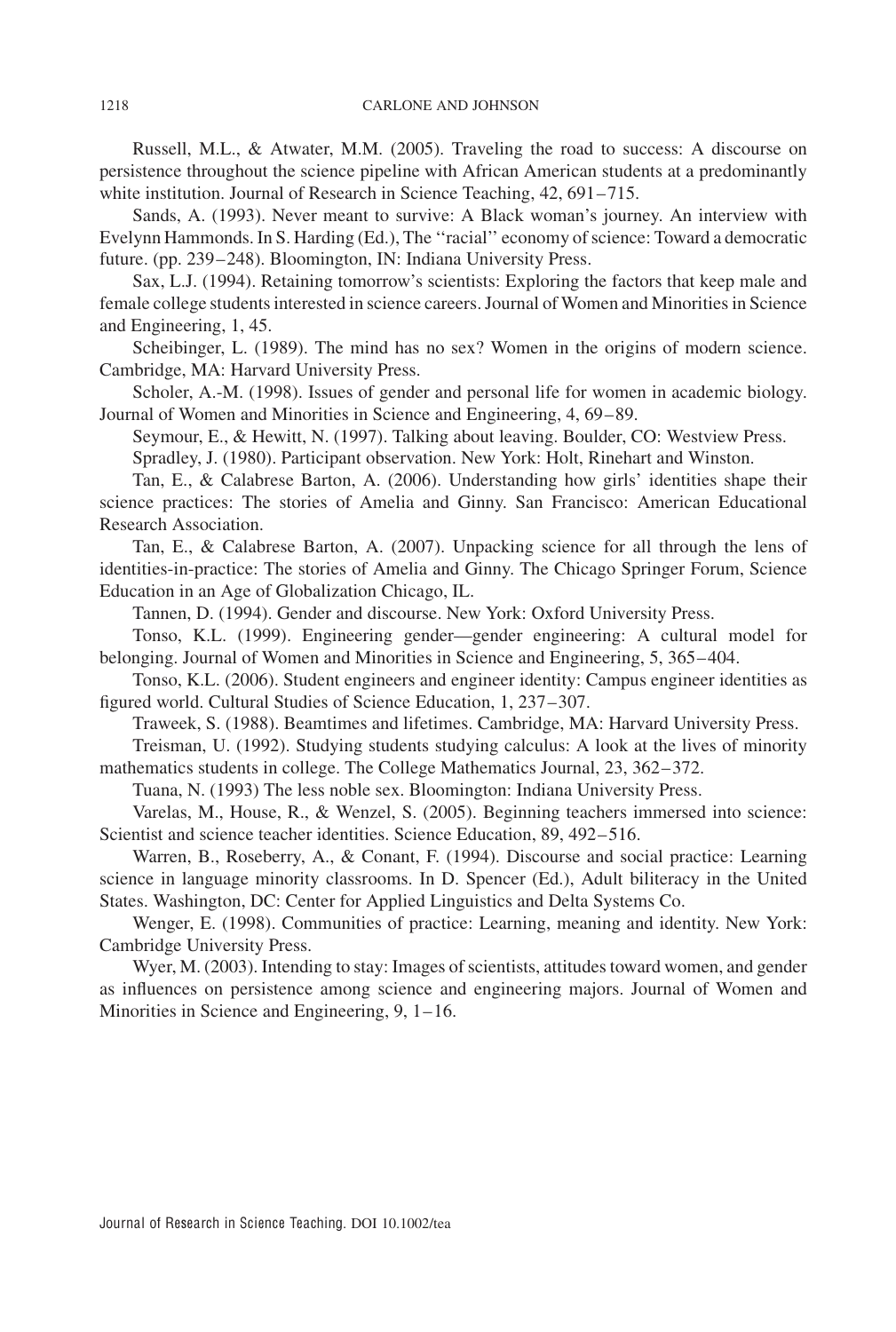Russell, M.L., & Atwater, M.M. (2005). Traveling the road to success: A discourse on persistence throughout the science pipeline with African American students at a predominantly white institution. Journal of Research in Science Teaching, 42, 691–715.

Sands, A. (1993). Never meant to survive: A Black woman's journey. An interview with Evelynn Hammonds. In S. Harding (Ed.), The ''racial'' economy of science: Toward a democratic future. (pp. 239–248). Bloomington, IN: Indiana University Press.

Sax, L.J. (1994). Retaining tomorrow's scientists: Exploring the factors that keep male and female college students interested in science careers. Journal of Women and Minorities in Science and Engineering, 1, 45.

Scheibinger, L. (1989). The mind has no sex? Women in the origins of modern science. Cambridge, MA: Harvard University Press.

Scholer, A.-M. (1998). Issues of gender and personal life for women in academic biology. Journal of Women and Minorities in Science and Engineering, 4, 69–89.

Seymour, E., & Hewitt, N. (1997). Talking about leaving. Boulder, CO: Westview Press.

Spradley, J. (1980). Participant observation. New York: Holt, Rinehart and Winston.

Tan, E., & Calabrese Barton, A. (2006). Understanding how girls' identities shape their science practices: The stories of Amelia and Ginny. San Francisco: American Educational Research Association.

Tan, E., & Calabrese Barton, A. (2007). Unpacking science for all through the lens of identities-in-practice: The stories of Amelia and Ginny. The Chicago Springer Forum, Science Education in an Age of Globalization Chicago, IL.

Tannen, D. (1994). Gender and discourse. New York: Oxford University Press.

Tonso, K.L. (1999). Engineering gender—gender engineering: A cultural model for belonging. Journal of Women and Minorities in Science and Engineering, 5, 365–404.

Tonso, K.L. (2006). Student engineers and engineer identity: Campus engineer identities as figured world. Cultural Studies of Science Education, 1, 237–307.

Traweek, S. (1988). Beamtimes and lifetimes. Cambridge, MA: Harvard University Press.

Treisman, U. (1992). Studying students studying calculus: A look at the lives of minority mathematics students in college. The College Mathematics Journal, 23, 362–372.

Tuana, N. (1993) The less noble sex. Bloomington: Indiana University Press.

Varelas, M., House, R., & Wenzel, S. (2005). Beginning teachers immersed into science: Scientist and science teacher identities. Science Education, 89, 492–516.

Warren, B., Roseberry, A., & Conant, F. (1994). Discourse and social practice: Learning science in language minority classrooms. In D. Spencer (Ed.), Adult biliteracy in the United States. Washington, DC: Center for Applied Linguistics and Delta Systems Co.

Wenger, E. (1998). Communities of practice: Learning, meaning and identity. New York: Cambridge University Press.

Wyer, M. (2003). Intending to stay: Images of scientists, attitudes toward women, and gender as influences on persistence among science and engineering majors. Journal of Women and Minorities in Science and Engineering, 9, 1–16.